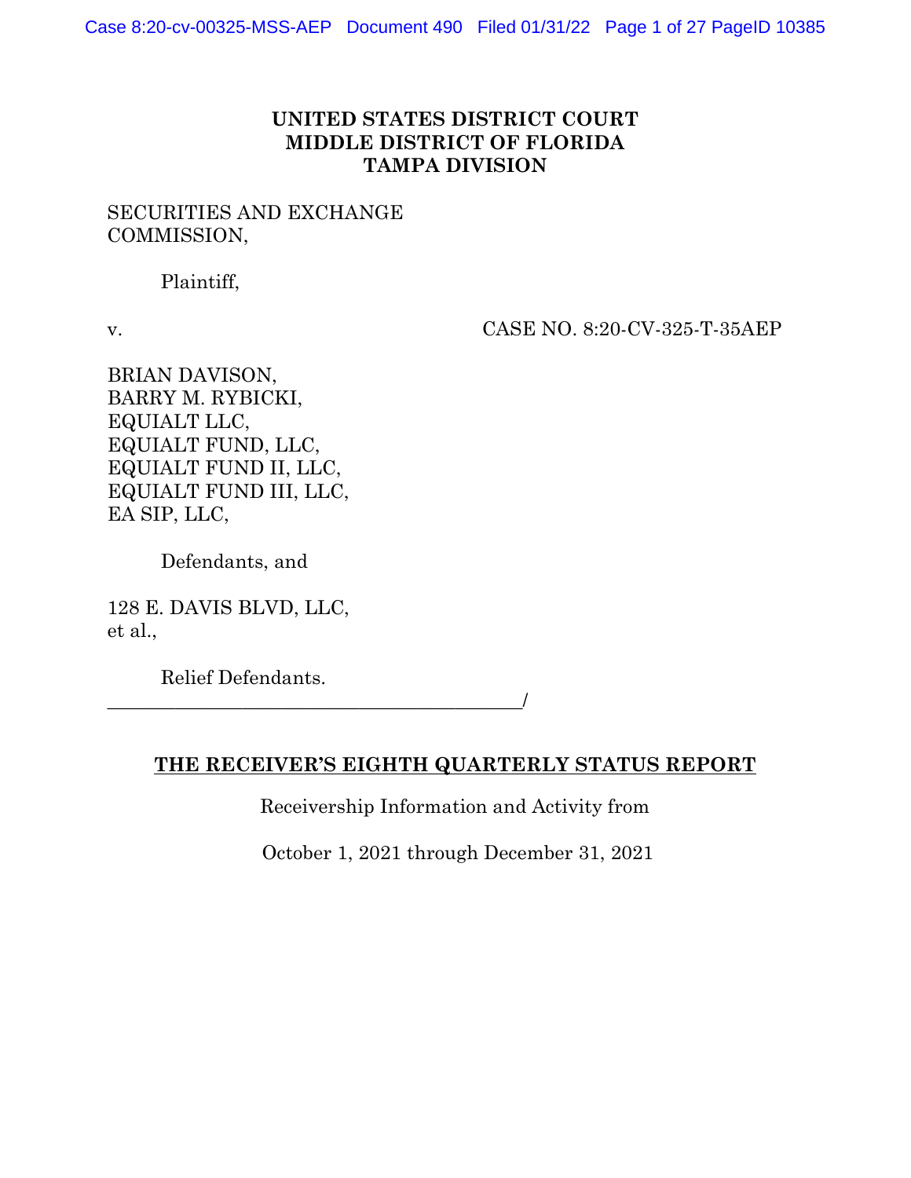**UNITED STATES DISTRICT COURT**
**MIDDLE DISTRICT OF FLORIDA**
**TAMPA DIVISION**

SECURITIES AND EXCHANGE COMMISSION,

Plaintiff,

v. CASE NO. 8:20-CV-325-T-35AEP

BRIAN DAVISON,
BARRY M. RYBICKI,
EQUIALT LLC,
EQUIALT FUND, LLC,
EQUIALT FUND II, LLC,
EQUIALT FUND III, LLC,
EA SIP, LLC,

Defendants, and

128 E. DAVIS BLVD, LLC,
et al.,

Relief Defendants.
_____________________________________________/

# THE RECEIVER'S EIGHTH QUARTERLY STATUS REPORT

Receivership Information and Activity from

October 1, 2021 through December 31, 2021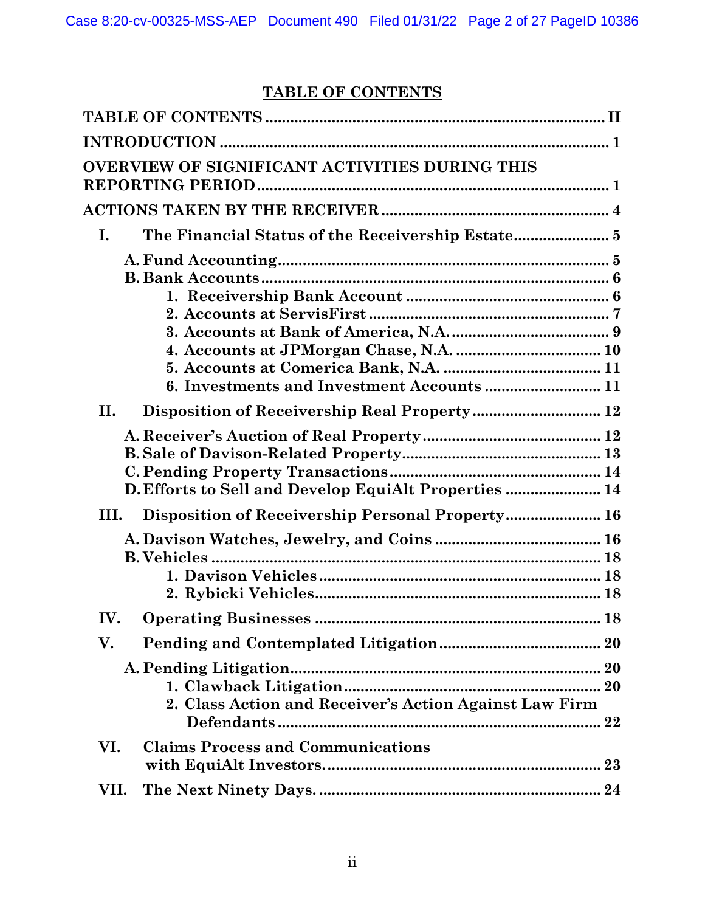## TABLE OF CONTENTS

**TABLE OF CONTENTS** .................................................................................. **II**

**INTRODUCTION** ............................................................................................ **1**

**OVERVIEW OF SIGNIFICANT ACTIVITIES DURING THIS REPORTING PERIOD** ............................................................................................ **1**

**ACTIONS TAKEN BY THE RECEIVER** ...................................................... **4**

- **I. The Financial Status of the Receivership Estate** ...................... **5**
  - **A. Fund Accounting** ............................................................................ **5**
  - **B. Bank Accounts** ................................................................................. **6**
    - **1. Receivership Bank Account** ................................................ **6**
    - **2. Accounts at ServisFirst** ......................................................... **7**
    - **3. Accounts at Bank of America, N.A.** ...................................... **9**
    - **4. Accounts at JPMorgan Chase, N.A.** .................................... **10**
    - **5. Accounts at Comerica Bank, N.A.** ...................................... **11**
    - **6. Investments and Investment Accounts** ........................... **11**
- **II. Disposition of Receivership Real Property** .............................. **12**
  - **A. Receiver's Auction of Real Property** .......................................... **12**
  - **B. Sale of Davison-Related Property** ............................................... **13**
  - **C. Pending Property Transactions** .................................................. **14**
  - **D. Efforts to Sell and Develop EquiAlt Properties** ...................... **14**
- **III. Disposition of Receivership Personal Property** ...................... **16**
  - **A. Davison Watches, Jewelry, and Coins** ....................................... **16**
  - **B. Vehicles** ........................................................................................... **18**
    - **1. Davison Vehicles** .................................................................... **18**
    - **2. Rybicki Vehicles** ..................................................................... **18**
- **IV. Operating Businesses** ..................................................................... **18**
- **V. Pending and Contemplated Litigation** ....................................... **20**
  - **A. Pending Litigation** .......................................................................... **20**
    - **1. Clawback Litigation** ............................................................. **20**
    - **2. Class Action and Receiver's Action Against Law Firm Defendants** ............................................................................... **22**
- **VI. Claims Process and Communications with EquiAlt Investors.** .................................................................. **23**
- **VII. The Next Ninety Days.** .................................................................. **24**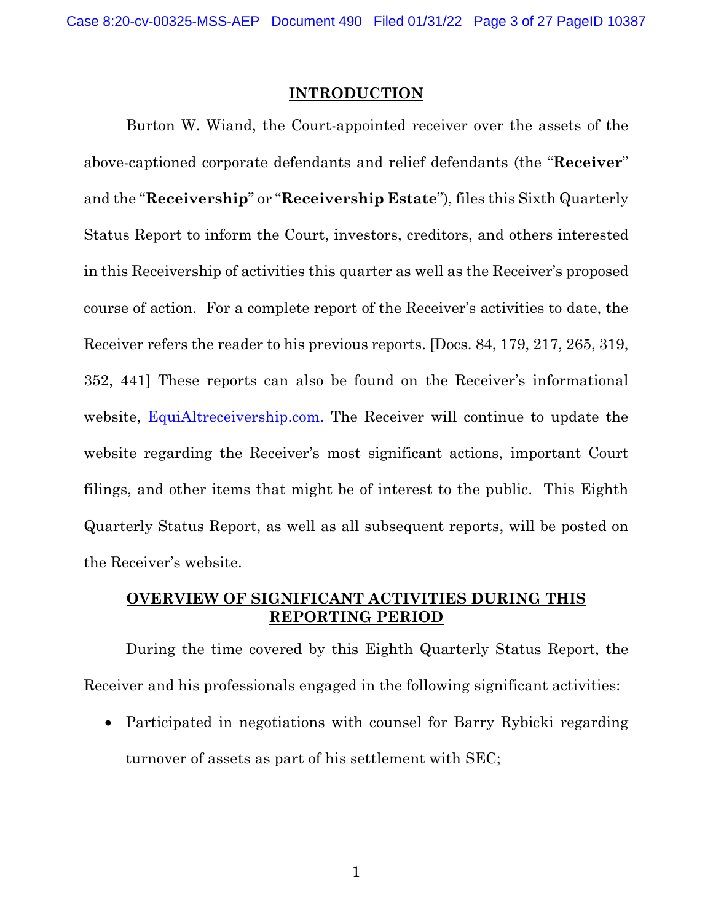## INTRODUCTION

Burton W. Wiand, the Court-appointed receiver over the assets of the above-captioned corporate defendants and relief defendants (the "**Receiver**" and the "**Receivership**" or "**Receivership Estate**"), files this Sixth Quarterly Status Report to inform the Court, investors, creditors, and others interested in this Receivership of activities this quarter as well as the Receiver's proposed course of action. For a complete report of the Receiver's activities to date, the Receiver refers the reader to his previous reports. [Docs. 84, 179, 217, 265, 319, 352, 441] These reports can also be found on the Receiver's informational website, EquiAltreceivership.com. The Receiver will continue to update the website regarding the Receiver's most significant actions, important Court filings, and other items that might be of interest to the public. This Eighth Quarterly Status Report, as well as all subsequent reports, will be posted on the Receiver's website.

## OVERVIEW OF SIGNIFICANT ACTIVITIES DURING THIS REPORTING PERIOD

During the time covered by this Eighth Quarterly Status Report, the Receiver and his professionals engaged in the following significant activities:

- Participated in negotiations with counsel for Barry Rybicki regarding turnover of assets as part of his settlement with SEC;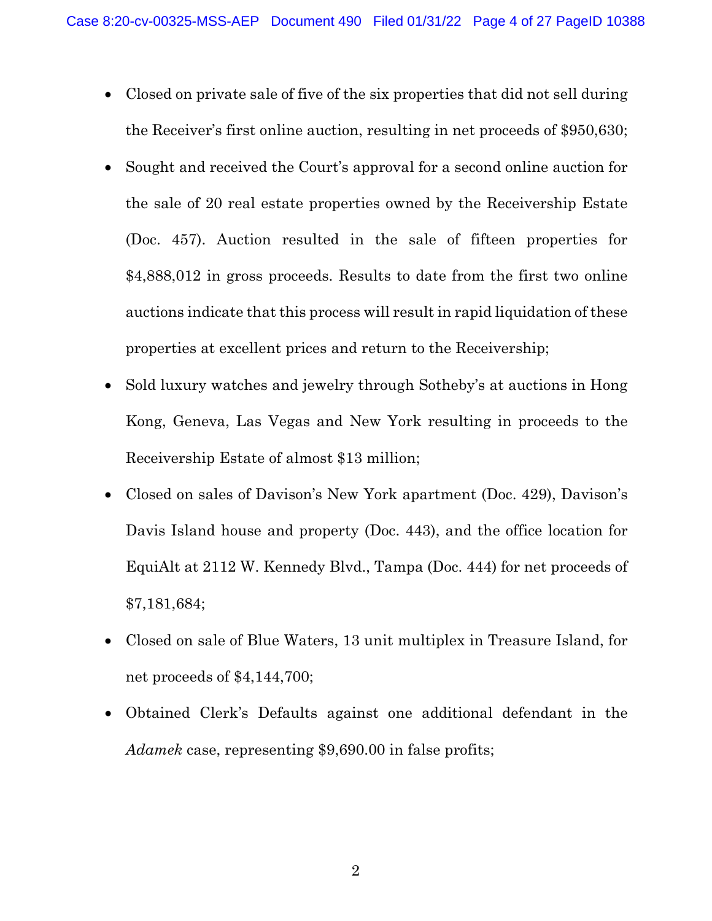- Closed on private sale of five of the six properties that did not sell during the Receiver's first online auction, resulting in net proceeds of $950,630;
- Sought and received the Court's approval for a second online auction for the sale of 20 real estate properties owned by the Receivership Estate (Doc. 457). Auction resulted in the sale of fifteen properties for $4,888,012 in gross proceeds. Results to date from the first two online auctions indicate that this process will result in rapid liquidation of these properties at excellent prices and return to the Receivership;
- Sold luxury watches and jewelry through Sotheby's at auctions in Hong Kong, Geneva, Las Vegas and New York resulting in proceeds to the Receivership Estate of almost $13 million;
- Closed on sales of Davison's New York apartment (Doc. 429), Davison's Davis Island house and property (Doc. 443), and the office location for EquiAlt at 2112 W. Kennedy Blvd., Tampa (Doc. 444) for net proceeds of $7,181,684;
- Closed on sale of Blue Waters, 13 unit multiplex in Treasure Island, for net proceeds of $4,144,700;
- Obtained Clerk's Defaults against one additional defendant in the *Adamek* case, representing $9,690.00 in false profits;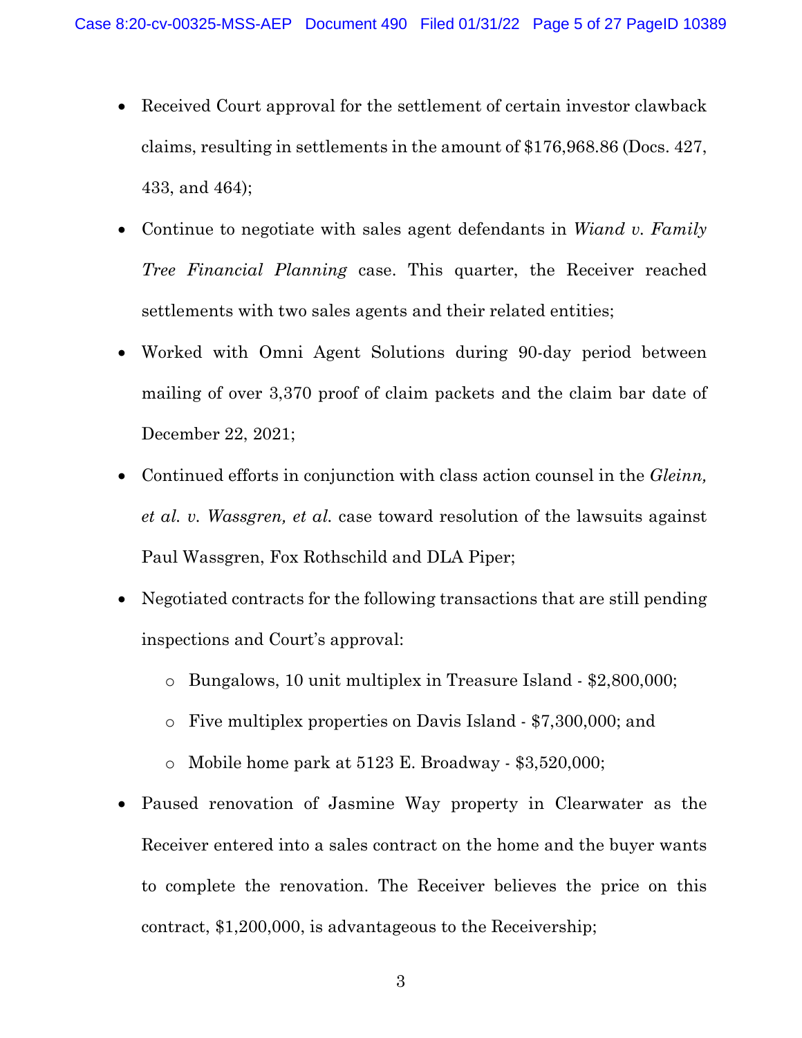- Received Court approval for the settlement of certain investor clawback claims, resulting in settlements in the amount of $176,968.86 (Docs. 427, 433, and 464);
- Continue to negotiate with sales agent defendants in *Wiand v. Family Tree Financial Planning* case. This quarter, the Receiver reached settlements with two sales agents and their related entities;
- Worked with Omni Agent Solutions during 90-day period between mailing of over 3,370 proof of claim packets and the claim bar date of December 22, 2021;
- Continued efforts in conjunction with class action counsel in the *Gleinn, et al. v. Wassgren, et al.* case toward resolution of the lawsuits against Paul Wassgren, Fox Rothschild and DLA Piper;
- Negotiated contracts for the following transactions that are still pending inspections and Court's approval:
    - Bungalows, 10 unit multiplex in Treasure Island - $2,800,000;
    - Five multiplex properties on Davis Island - $7,300,000; and
    - Mobile home park at 5123 E. Broadway - $3,520,000;
- Paused renovation of Jasmine Way property in Clearwater as the Receiver entered into a sales contract on the home and the buyer wants to complete the renovation. The Receiver believes the price on this contract, $1,200,000, is advantageous to the Receivership;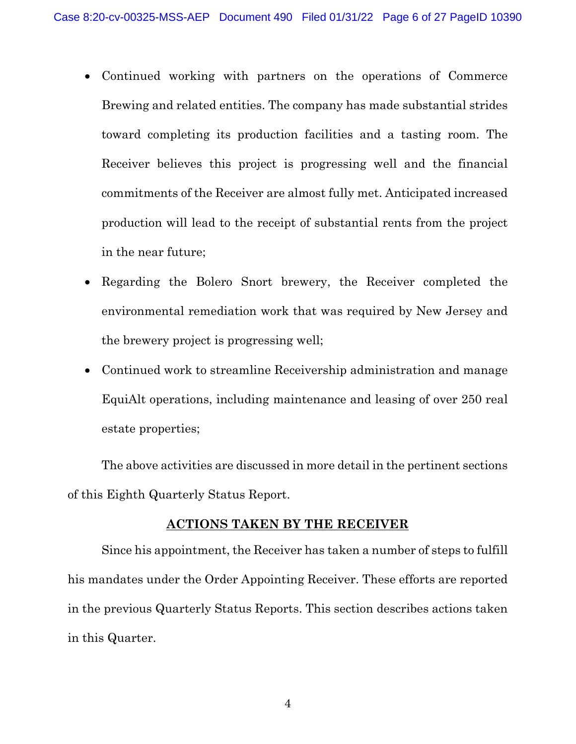- Continued working with partners on the operations of Commerce Brewing and related entities. The company has made substantial strides toward completing its production facilities and a tasting room. The Receiver believes this project is progressing well and the financial commitments of the Receiver are almost fully met. Anticipated increased production will lead to the receipt of substantial rents from the project in the near future;
- Regarding the Bolero Snort brewery, the Receiver completed the environmental remediation work that was required by New Jersey and the brewery project is progressing well;
- Continued work to streamline Receivership administration and manage EquiAlt operations, including maintenance and leasing of over 250 real estate properties;

The above activities are discussed in more detail in the pertinent sections of this Eighth Quarterly Status Report.

## ACTIONS TAKEN BY THE RECEIVER

Since his appointment, the Receiver has taken a number of steps to fulfill his mandates under the Order Appointing Receiver. These efforts are reported in the previous Quarterly Status Reports. This section describes actions taken in this Quarter.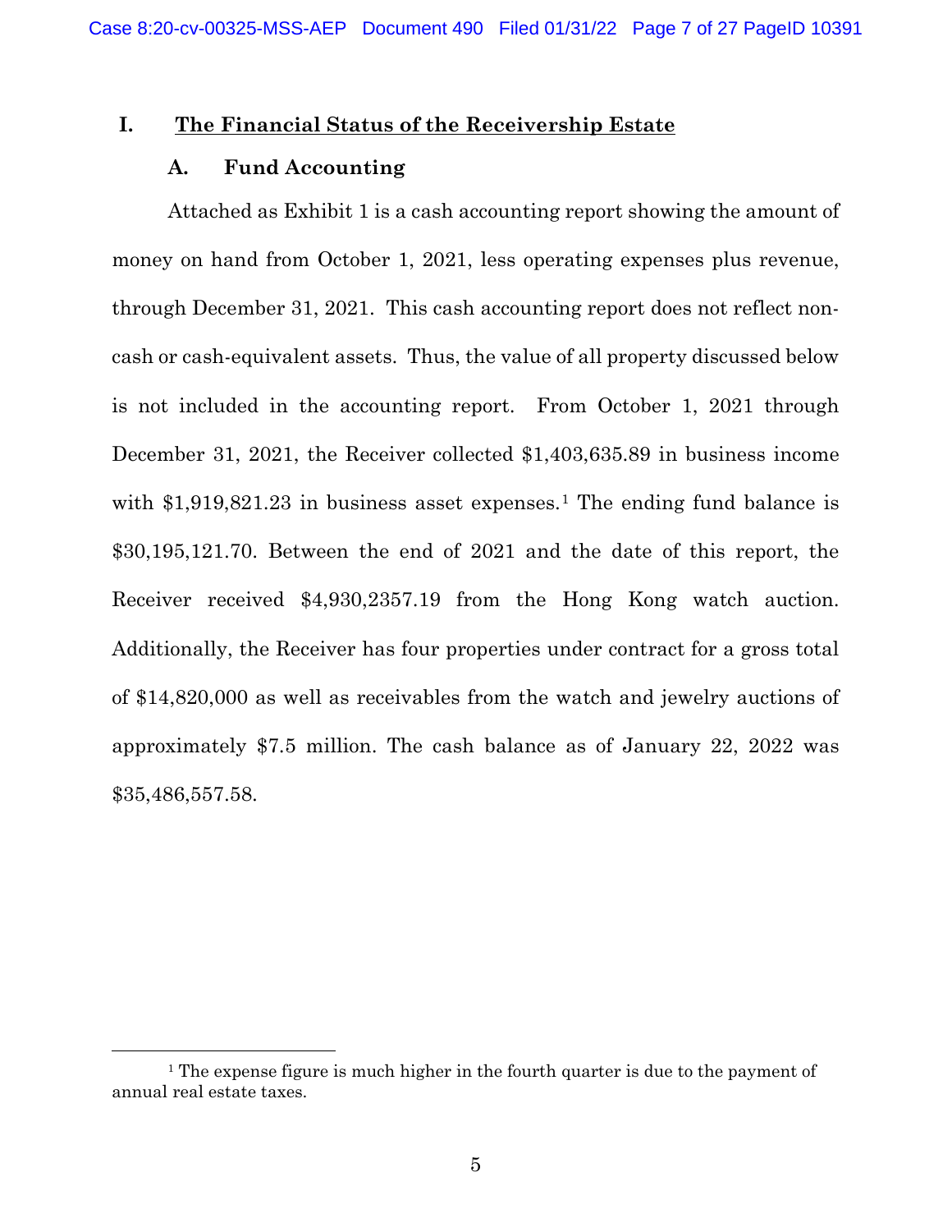## I. The Financial Status of the Receivership Estate

### A. Fund Accounting

Attached as Exhibit 1 is a cash accounting report showing the amount of money on hand from October 1, 2021, less operating expenses plus revenue, through December 31, 2021. This cash accounting report does not reflect non-cash or cash-equivalent assets. Thus, the value of all property discussed below is not included in the accounting report. From October 1, 2021 through December 31, 2021, the Receiver collected $1,403,635.89 in business income with $1,919,821.23 in business asset expenses.[1] The ending fund balance is $30,195,121.70. Between the end of 2021 and the date of this report, the Receiver received $4,930,2357.19 from the Hong Kong watch auction. Additionally, the Receiver has four properties under contract for a gross total of $14,820,000 as well as receivables from the watch and jewelry auctions of approximately $7.5 million. The cash balance as of January 22, 2022 was $35,486,557.58.

[1] The expense figure is much higher in the fourth quarter is due to the payment of annual real estate taxes.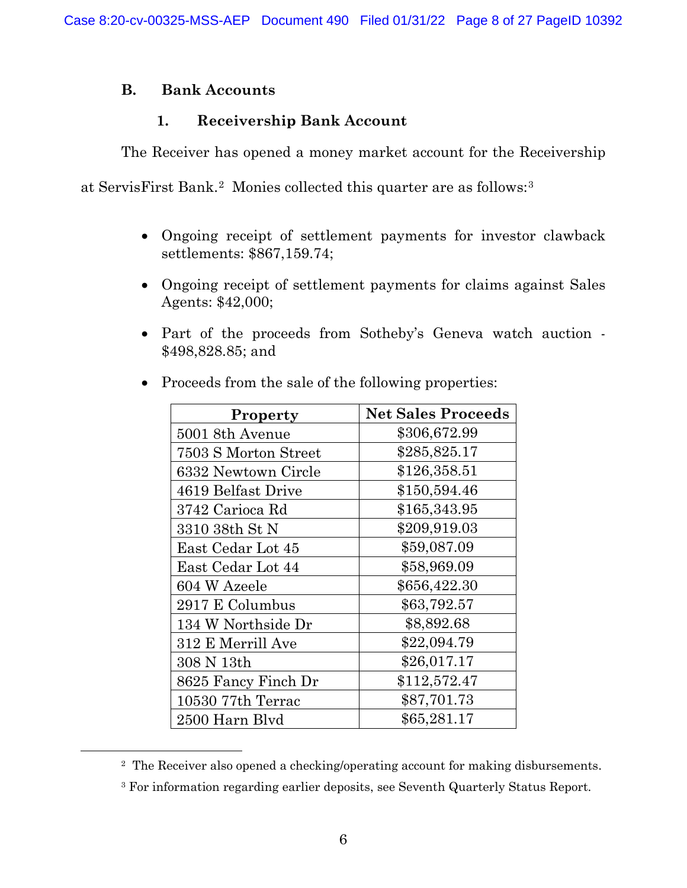### B. Bank Accounts

#### 1. Receivership Bank Account

The Receiver has opened a money market account for the Receivership at ServisFirst Bank.[2] Monies collected this quarter are as follows:[3]

- Ongoing receipt of settlement payments for investor clawback settlements: $867,159.74;
- Ongoing receipt of settlement payments for claims against Sales Agents: $42,000;
- Part of the proceeds from Sotheby's Geneva watch auction - $498,828.85; and
- Proceeds from the sale of the following properties:

| Property | Net Sales Proceeds |
|---|---|
| 5001 8th Avenue | $306,672.99 |
| 7503 S Morton Street | $285,825.17 |
| 6332 Newtown Circle | $126,358.51 |
| 4619 Belfast Drive | $150,594.46 |
| 3742 Carioca Rd | $165,343.95 |
| 3310 38th St N | $209,919.03 |
| East Cedar Lot 45 | $59,087.09 |
| East Cedar Lot 44 | $58,969.09 |
| 604 W Azeele | $656,422.30 |
| 2917 E Columbus | $63,792.57 |
| 134 W Northside Dr | $8,892.68 |
| 312 E Merrill Ave | $22,094.79 |
| 308 N 13th | $26,017.17 |
| 8625 Fancy Finch Dr | $112,572.47 |
| 10530 77th Terrac | $87,701.73 |
| 2500 Harn Blvd | $65,281.17 |

[2] The Receiver also opened a checking/operating account for making disbursements.

[3] For information regarding earlier deposits, see Seventh Quarterly Status Report.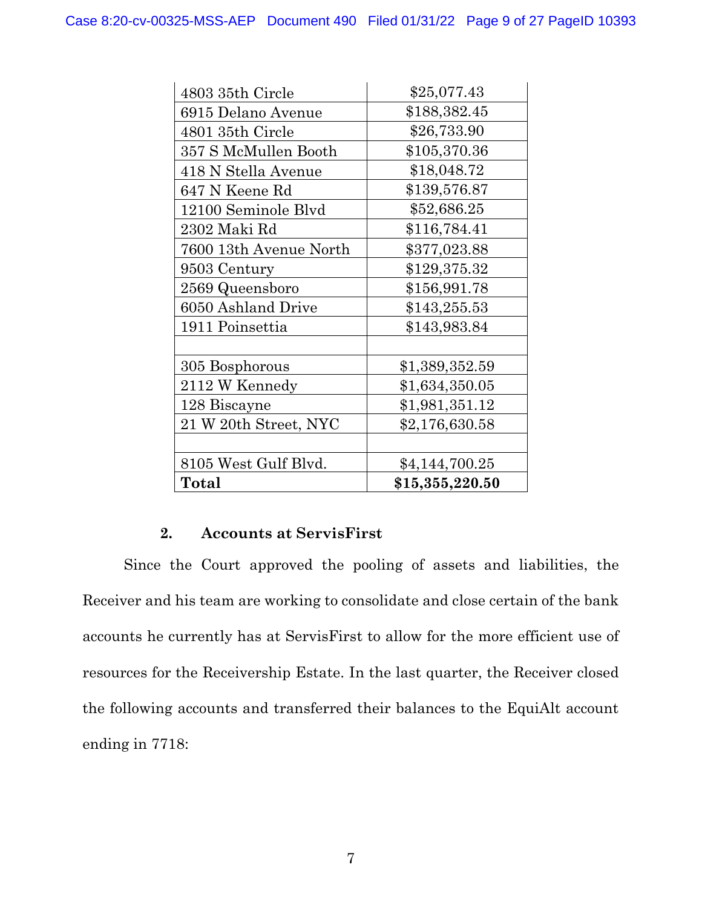| | |
|---|---|
| 4803 35th Circle | $25,077.43 |
| 6915 Delano Avenue | $188,382.45 |
| 4801 35th Circle | $26,733.90 |
| 357 S McMullen Booth | $105,370.36 |
| 418 N Stella Avenue | $18,048.72 |
| 647 N Keene Rd | $139,576.87 |
| 12100 Seminole Blvd | $52,686.25 |
| 2302 Maki Rd | $116,784.41 |
| 7600 13th Avenue North | $377,023.88 |
| 9503 Century | $129,375.32 |
| 2569 Queensboro | $156,991.78 |
| 6050 Ashland Drive | $143,255.53 |
| 1911 Poinsettia | $143,983.84 |
| | |
| 305 Bosphorous | $1,389,352.59 |
| 2112 W Kennedy | $1,634,350.05 |
| 128 Biscayne | $1,981,351.12 |
| 21 W 20th Street, NYC | $2,176,630.58 |
| | |
| 8105 West Gulf Blvd. | $4,144,700.25 |
| **Total** | **$15,355,220.50** |

### 2. Accounts at ServisFirst

Since the Court approved the pooling of assets and liabilities, the Receiver and his team are working to consolidate and close certain of the bank accounts he currently has at ServisFirst to allow for the more efficient use of resources for the Receivership Estate. In the last quarter, the Receiver closed the following accounts and transferred their balances to the EquiAlt account ending in 7718: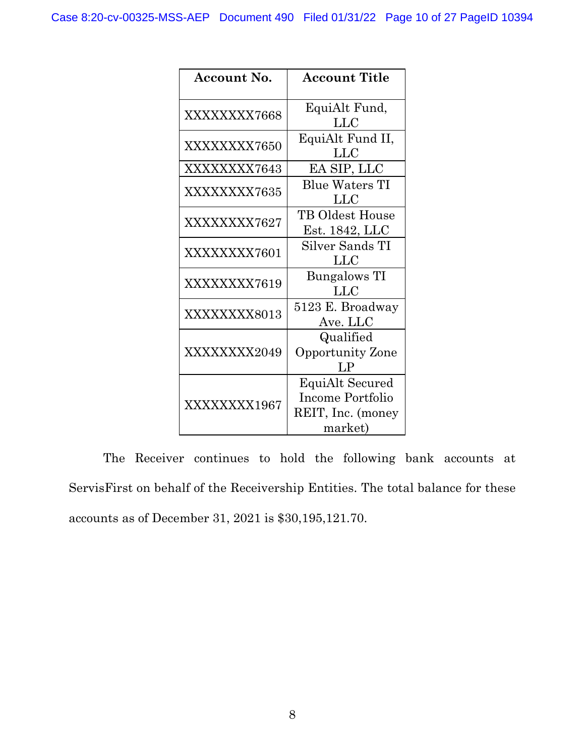| Account No. | Account Title |
|---|---|
| XXXXXXXX7668 | EquiAlt Fund, LLC |
| XXXXXXXX7650 | EquiAlt Fund II, LLC |
| XXXXXXXX7643 | EA SIP, LLC |
| XXXXXXXX7635 | Blue Waters TI LLC |
| XXXXXXXX7627 | TB Oldest House Est. 1842, LLC |
| XXXXXXXX7601 | Silver Sands TI LLC |
| XXXXXXXX7619 | Bungalows TI LLC |
| XXXXXXXX8013 | 5123 E. Broadway Ave. LLC |
| XXXXXXXX2049 | Qualified Opportunity Zone LP |
| XXXXXXXX1967 | EquiAlt Secured Income Portfolio REIT, Inc. (money market) |

The Receiver continues to hold the following bank accounts at ServisFirst on behalf of the Receivership Entities. The total balance for these accounts as of December 31, 2021 is $30,195,121.70.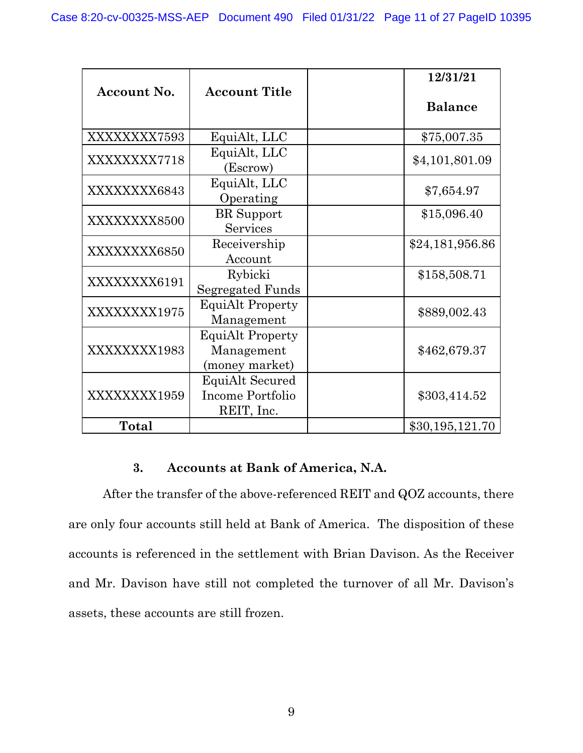| Account No. | Account Title | | 12/31/21 Balance |
|---|---|---|---|
| XXXXXXXX7593 | EquiAlt, LLC | | $75,007.35 |
| XXXXXXXX7718 | EquiAlt, LLC (Escrow) | | $4,101,801.09 |
| XXXXXXXX6843 | EquiAlt, LLC Operating | | $7,654.97 |
| XXXXXXXX8500 | BR Support Services | | $15,096.40 |
| XXXXXXXX6850 | Receivership Account | | $24,181,956.86 |
| XXXXXXXX6191 | Rybicki Segregated Funds | | $158,508.71 |
| XXXXXXXX1975 | EquiAlt Property Management | | $889,002.43 |
| XXXXXXXX1983 | EquiAlt Property Management (money market) | | $462,679.37 |
| XXXXXXXX1959 | EquiAlt Secured Income Portfolio REIT, Inc. | | $303,414.52 |
| **Total** | | | $30,195,121.70 |

### 3. Accounts at Bank of America, N.A.

After the transfer of the above-referenced REIT and QOZ accounts, there are only four accounts still held at Bank of America. The disposition of these accounts is referenced in the settlement with Brian Davison. As the Receiver and Mr. Davison have still not completed the turnover of all Mr. Davison's assets, these accounts are still frozen.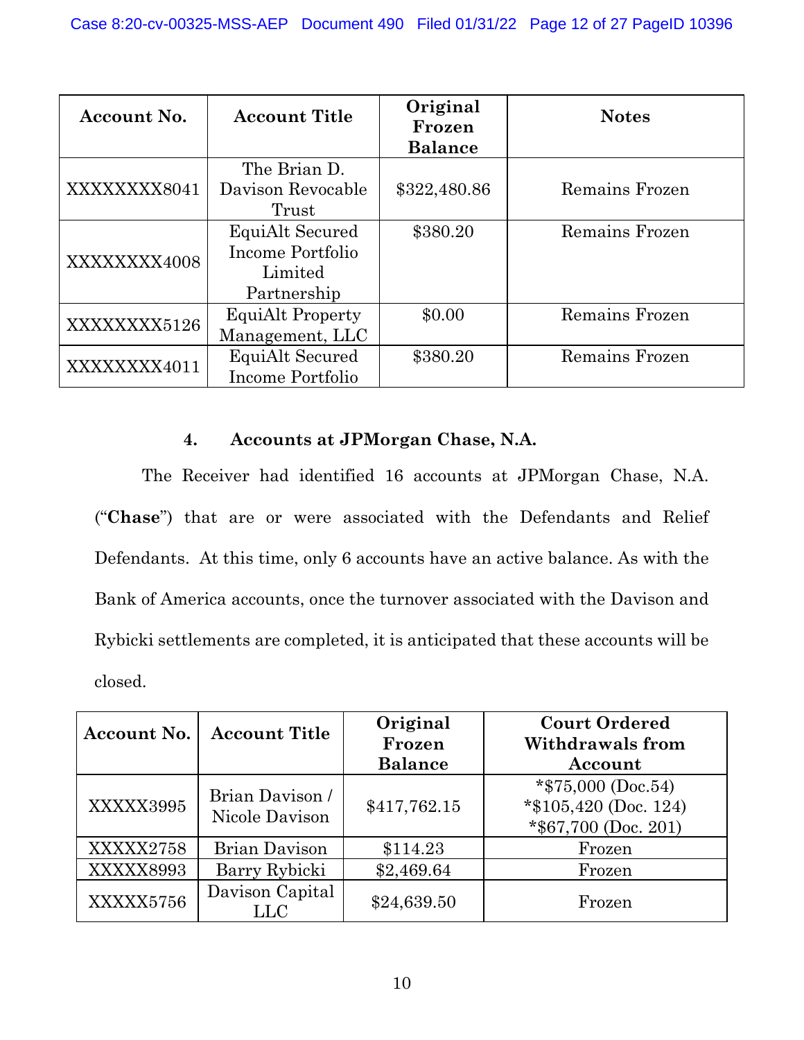| Account No. | Account Title | Original Frozen Balance | Notes |
|---|---|---|---|
| XXXXXXXX8041 | The Brian D. Davison Revocable Trust | $322,480.86 | Remains Frozen |
| XXXXXXXX4008 | EquiAlt Secured Income Portfolio Limited Partnership | $380.20 | Remains Frozen |
| XXXXXXXX5126 | EquiAlt Property Management, LLC | $0.00 | Remains Frozen |
| XXXXXXXX4011 | EquiAlt Secured Income Portfolio | $380.20 | Remains Frozen |

### 4. Accounts at JPMorgan Chase, N.A.

The Receiver had identified 16 accounts at JPMorgan Chase, N.A. ("**Chase**") that are or were associated with the Defendants and Relief Defendants. At this time, only 6 accounts have an active balance. As with the Bank of America accounts, once the turnover associated with the Davison and Rybicki settlements are completed, it is anticipated that these accounts will be closed.

| Account No. | Account Title | Original Frozen Balance | Court Ordered Withdrawals from Account |
|---|---|---|---|
| XXXXX3995 | Brian Davison / Nicole Davison | $417,762.15 | *$75,000 (Doc.54)<br>*$105,420 (Doc. 124)<br>*$67,700 (Doc. 201) |
| XXXXX2758 | Brian Davison | $114.23 | Frozen |
| XXXXX8993 | Barry Rybicki | $2,469.64 | Frozen |
| XXXXX5756 | Davison Capital LLC | $24,639.50 | Frozen |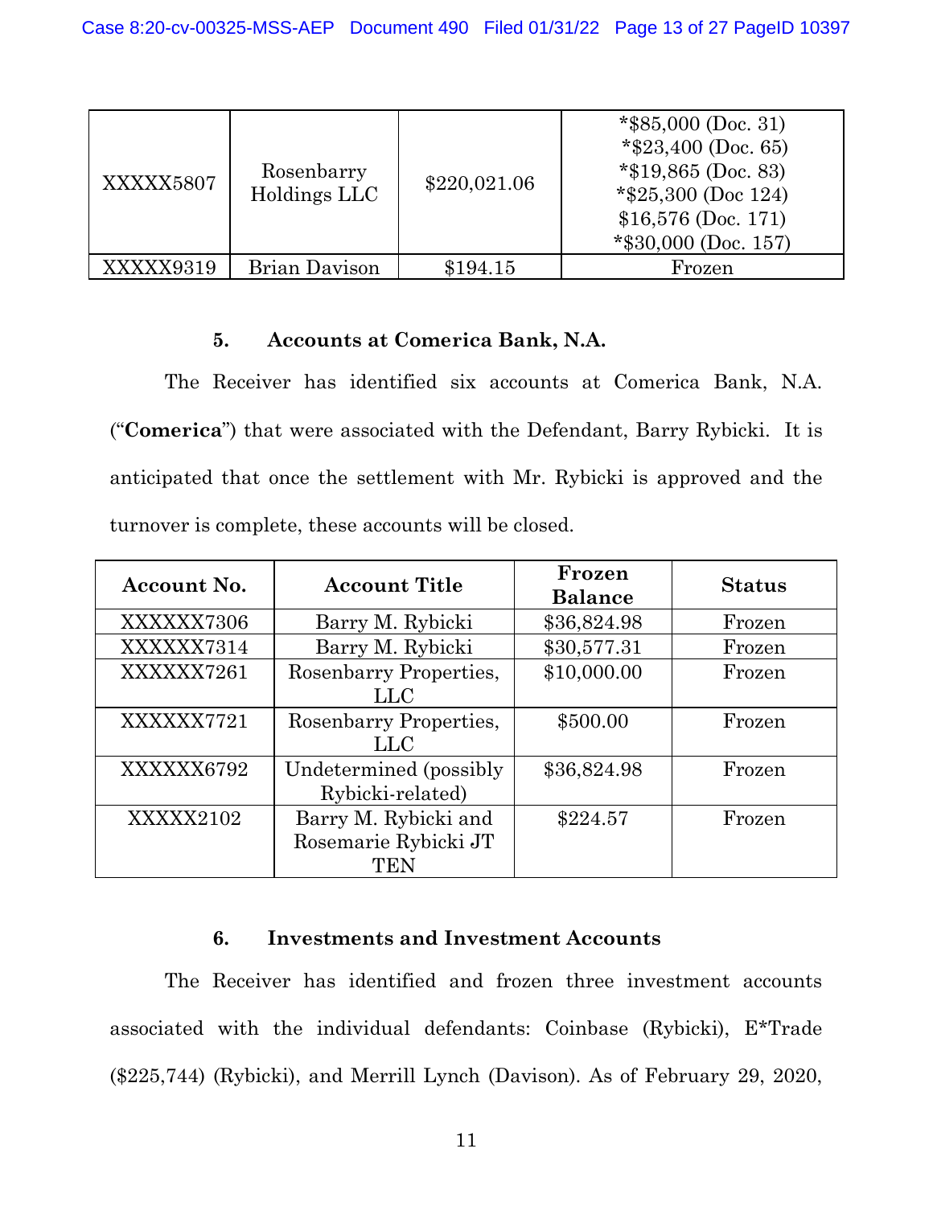| XXXXX5807 | Rosenbarry Holdings LLC | $220,021.06 | *$85,000 (Doc. 31) *$23,400 (Doc. 65) *$19,865 (Doc. 83) *$25,300 (Doc 124) $16,576 (Doc. 171) *$30,000 (Doc. 157) |
|---|---|---|---|
| XXXXX9319 | Brian Davison | $194.15 | Frozen |

#### 5. Accounts at Comerica Bank, N.A.

The Receiver has identified six accounts at Comerica Bank, N.A. ("**Comerica**") that were associated with the Defendant, Barry Rybicki. It is anticipated that once the settlement with Mr. Rybicki is approved and the turnover is complete, these accounts will be closed.

| Account No. | Account Title | Frozen Balance | Status |
|---|---|---|---|
| XXXXXX7306 | Barry M. Rybicki | $36,824.98 | Frozen |
| XXXXXX7314 | Barry M. Rybicki | $30,577.31 | Frozen |
| XXXXXX7261 | Rosenbarry Properties, LLC | $10,000.00 | Frozen |
| XXXXXX7721 | Rosenbarry Properties, LLC | $500.00 | Frozen |
| XXXXXX6792 | Undetermined (possibly Rybicki-related) | $36,824.98 | Frozen |
| XXXXX2102 | Barry M. Rybicki and Rosemarie Rybicki JT TEN | $224.57 | Frozen |

#### 6. Investments and Investment Accounts

The Receiver has identified and frozen three investment accounts associated with the individual defendants: Coinbase (Rybicki), E*Trade ($225,744) (Rybicki), and Merrill Lynch (Davison). As of February 29, 2020,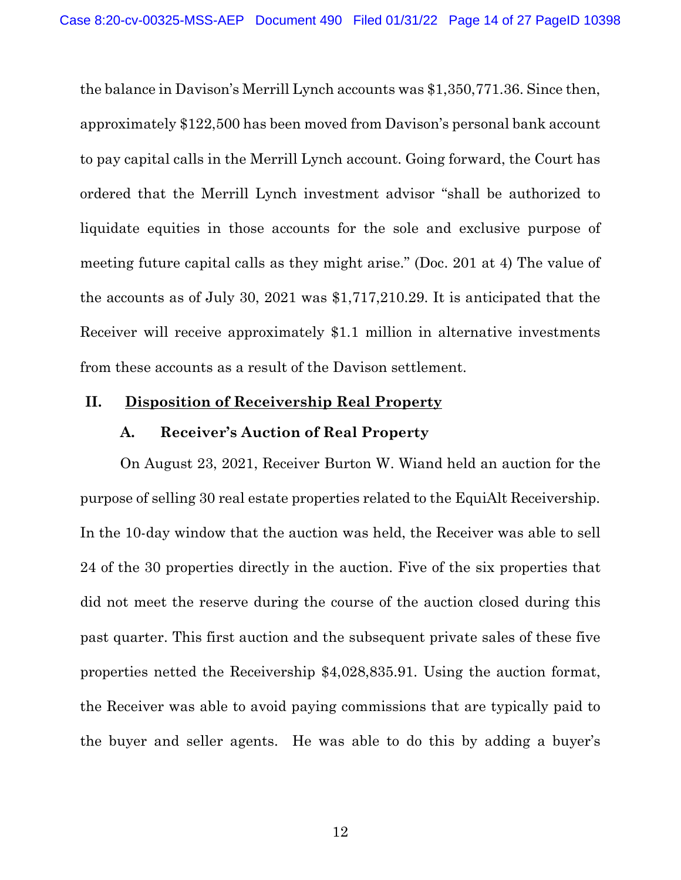the balance in Davison's Merrill Lynch accounts was $1,350,771.36. Since then, approximately $122,500 has been moved from Davison's personal bank account to pay capital calls in the Merrill Lynch account. Going forward, the Court has ordered that the Merrill Lynch investment advisor "shall be authorized to liquidate equities in those accounts for the sole and exclusive purpose of meeting future capital calls as they might arise." (Doc. 201 at 4) The value of the accounts as of July 30, 2021 was $1,717,210.29. It is anticipated that the Receiver will receive approximately $1.1 million in alternative investments from these accounts as a result of the Davison settlement.

## II. Disposition of Receivership Real Property

### A. Receiver's Auction of Real Property

On August 23, 2021, Receiver Burton W. Wiand held an auction for the purpose of selling 30 real estate properties related to the EquiAlt Receivership. In the 10-day window that the auction was held, the Receiver was able to sell 24 of the 30 properties directly in the auction. Five of the six properties that did not meet the reserve during the course of the auction closed during this past quarter. This first auction and the subsequent private sales of these five properties netted the Receivership $4,028,835.91. Using the auction format, the Receiver was able to avoid paying commissions that are typically paid to the buyer and seller agents. He was able to do this by adding a buyer's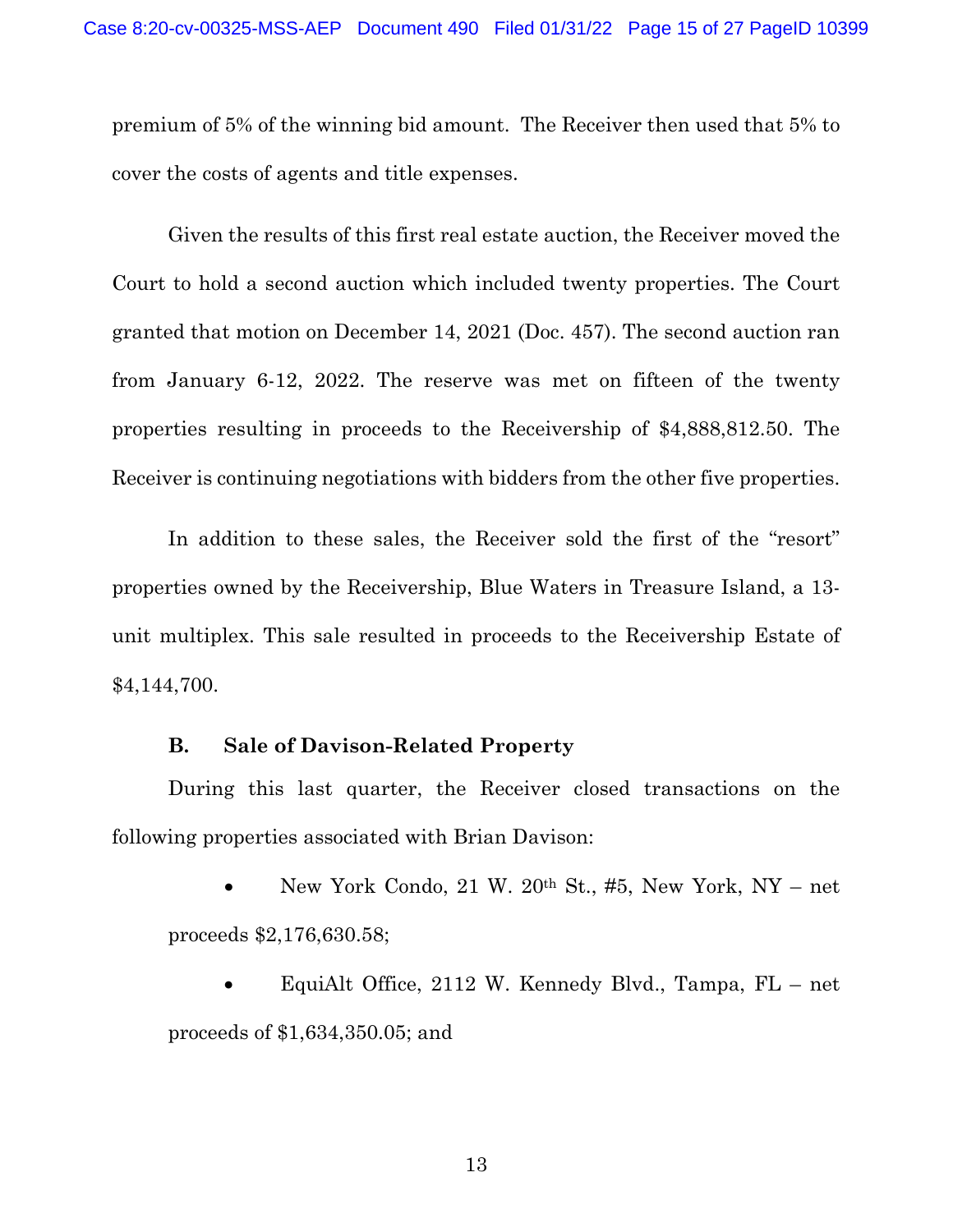premium of 5% of the winning bid amount. The Receiver then used that 5% to cover the costs of agents and title expenses.

Given the results of this first real estate auction, the Receiver moved the Court to hold a second auction which included twenty properties. The Court granted that motion on December 14, 2021 (Doc. 457). The second auction ran from January 6-12, 2022. The reserve was met on fifteen of the twenty properties resulting in proceeds to the Receivership of $4,888,812.50. The Receiver is continuing negotiations with bidders from the other five properties.

In addition to these sales, the Receiver sold the first of the "resort" properties owned by the Receivership, Blue Waters in Treasure Island, a 13-unit multiplex. This sale resulted in proceeds to the Receivership Estate of $4,144,700.

**B. Sale of Davison-Related Property**

During this last quarter, the Receiver closed transactions on the following properties associated with Brian Davison:

- New York Condo, 21 W. 20th St., #5, New York, NY – net proceeds $2,176,630.58;
- EquiAlt Office, 2112 W. Kennedy Blvd., Tampa, FL – net proceeds of $1,634,350.05; and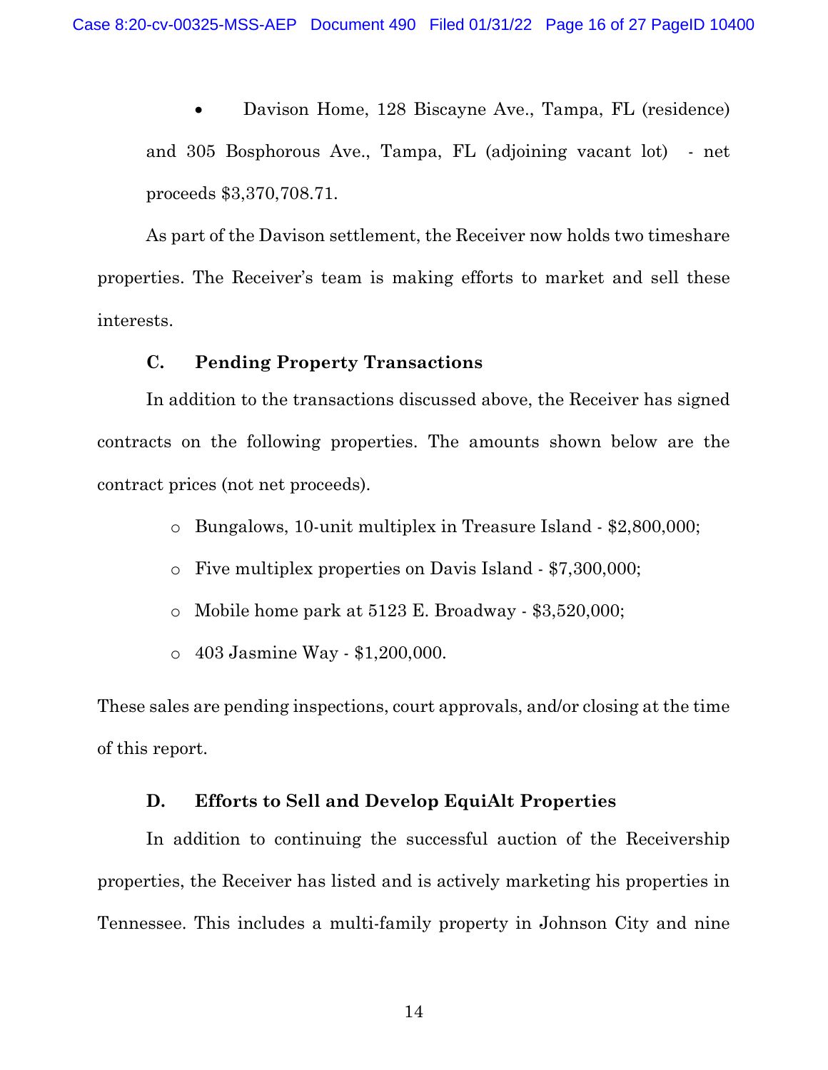- Davison Home, 128 Biscayne Ave., Tampa, FL (residence) and 305 Bosphorous Ave., Tampa, FL (adjoining vacant lot) - net proceeds $3,370,708.71.

As part of the Davison settlement, the Receiver now holds two timeshare properties. The Receiver's team is making efforts to market and sell these interests.

### C. Pending Property Transactions

In addition to the transactions discussed above, the Receiver has signed contracts on the following properties. The amounts shown below are the contract prices (not net proceeds).

- Bungalows, 10-unit multiplex in Treasure Island - $2,800,000;
- Five multiplex properties on Davis Island - $7,300,000;
- Mobile home park at 5123 E. Broadway - $3,520,000;
- 403 Jasmine Way - $1,200,000.

These sales are pending inspections, court approvals, and/or closing at the time of this report.

### D. Efforts to Sell and Develop EquiAlt Properties

In addition to continuing the successful auction of the Receivership properties, the Receiver has listed and is actively marketing his properties in Tennessee. This includes a multi-family property in Johnson City and nine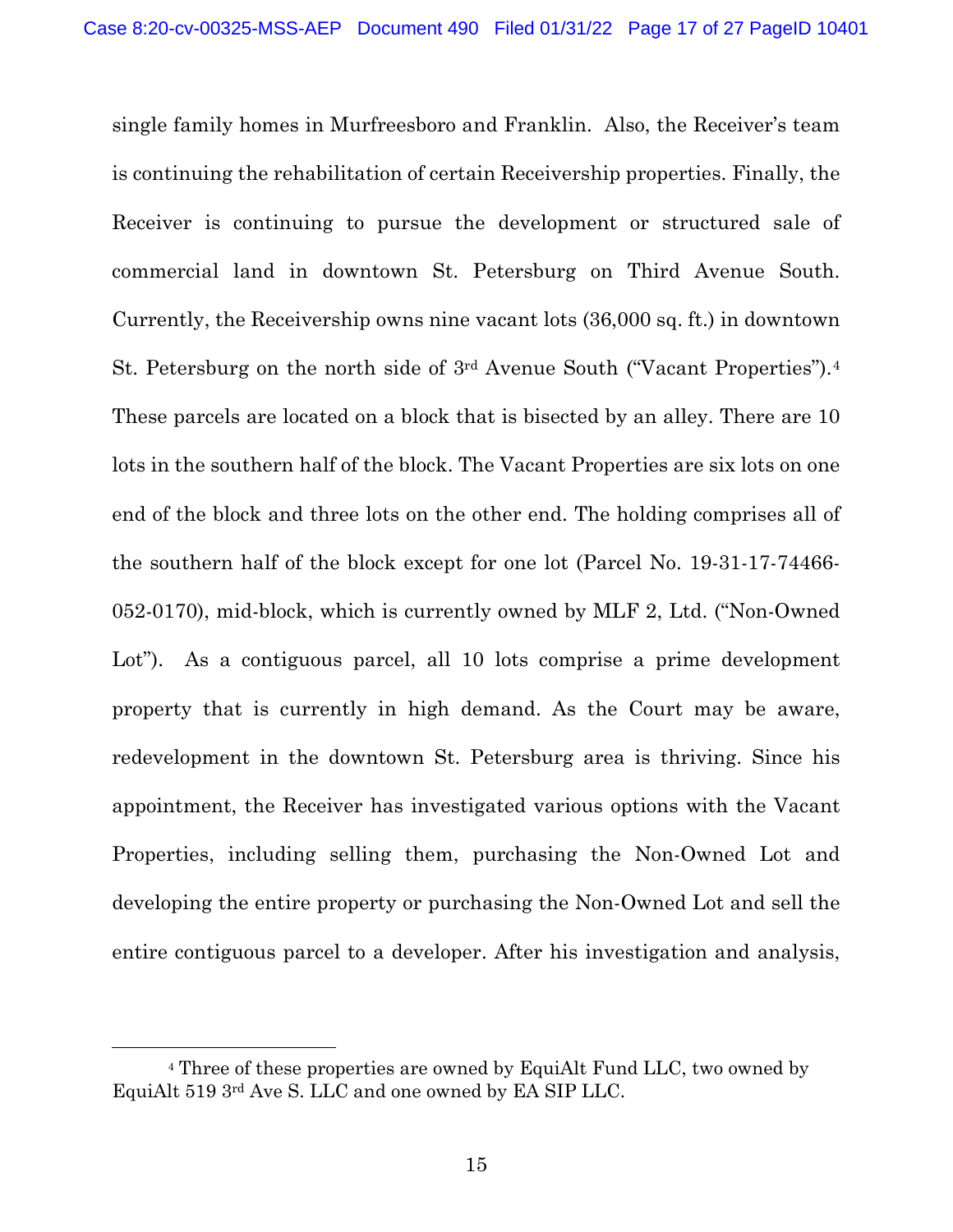single family homes in Murfreesboro and Franklin. Also, the Receiver's team is continuing the rehabilitation of certain Receivership properties. Finally, the Receiver is continuing to pursue the development or structured sale of commercial land in downtown St. Petersburg on Third Avenue South. Currently, the Receivership owns nine vacant lots (36,000 sq. ft.) in downtown St. Petersburg on the north side of 3rd Avenue South ("Vacant Properties").[4] These parcels are located on a block that is bisected by an alley. There are 10 lots in the southern half of the block. The Vacant Properties are six lots on one end of the block and three lots on the other end. The holding comprises all of the southern half of the block except for one lot (Parcel No. 19-31-17-74466-052-0170), mid-block, which is currently owned by MLF 2, Ltd. ("Non-Owned Lot"). As a contiguous parcel, all 10 lots comprise a prime development property that is currently in high demand. As the Court may be aware, redevelopment in the downtown St. Petersburg area is thriving. Since his appointment, the Receiver has investigated various options with the Vacant Properties, including selling them, purchasing the Non-Owned Lot and developing the entire property or purchasing the Non-Owned Lot and sell the entire contiguous parcel to a developer. After his investigation and analysis,

---

[4] Three of these properties are owned by EquiAlt Fund LLC, two owned by EquiAlt 519 3rd Ave S. LLC and one owned by EA SIP LLC.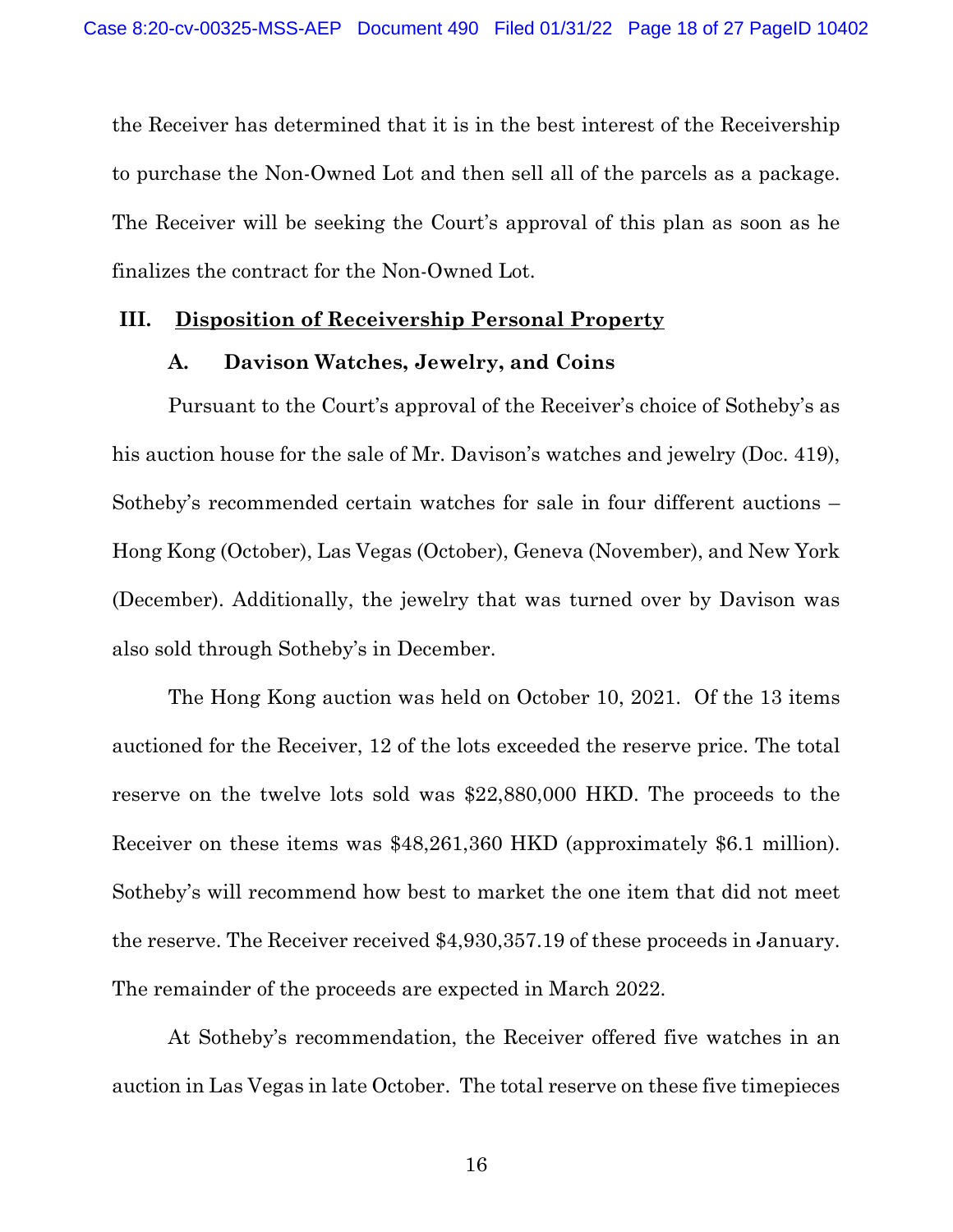the Receiver has determined that it is in the best interest of the Receivership to purchase the Non-Owned Lot and then sell all of the parcels as a package. The Receiver will be seeking the Court's approval of this plan as soon as he finalizes the contract for the Non-Owned Lot.

## III. Disposition of Receivership Personal Property

### A. Davison Watches, Jewelry, and Coins

Pursuant to the Court's approval of the Receiver's choice of Sotheby's as his auction house for the sale of Mr. Davison's watches and jewelry (Doc. 419), Sotheby's recommended certain watches for sale in four different auctions – Hong Kong (October), Las Vegas (October), Geneva (November), and New York (December). Additionally, the jewelry that was turned over by Davison was also sold through Sotheby's in December.

The Hong Kong auction was held on October 10, 2021. Of the 13 items auctioned for the Receiver, 12 of the lots exceeded the reserve price. The total reserve on the twelve lots sold was $22,880,000 HKD. The proceeds to the Receiver on these items was $48,261,360 HKD (approximately $6.1 million). Sotheby's will recommend how best to market the one item that did not meet the reserve. The Receiver received $4,930,357.19 of these proceeds in January. The remainder of the proceeds are expected in March 2022.

At Sotheby's recommendation, the Receiver offered five watches in an auction in Las Vegas in late October. The total reserve on these five timepieces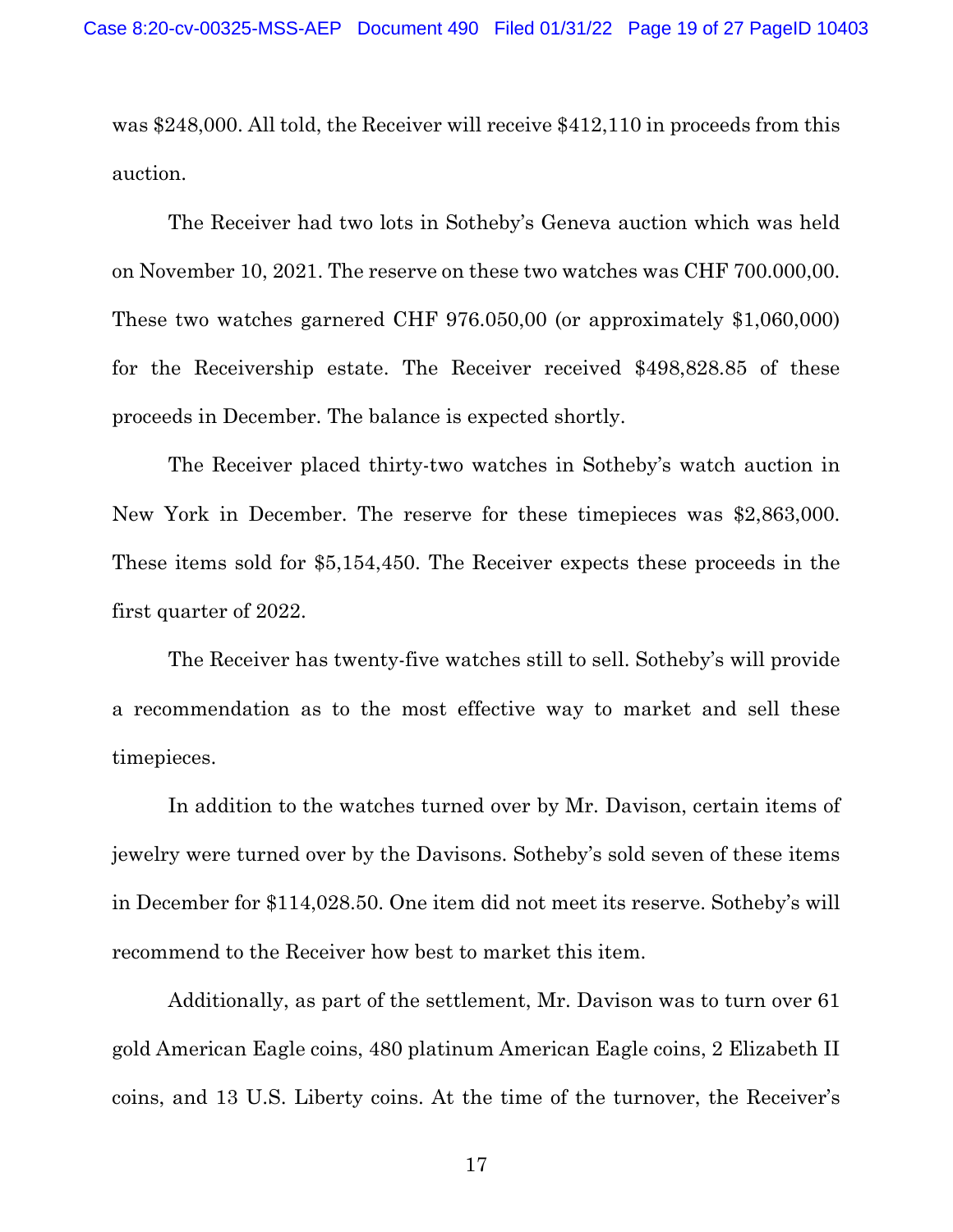was $248,000. All told, the Receiver will receive $412,110 in proceeds from this auction.

The Receiver had two lots in Sotheby's Geneva auction which was held on November 10, 2021. The reserve on these two watches was CHF 700.000,00. These two watches garnered CHF 976.050,00 (or approximately $1,060,000) for the Receivership estate. The Receiver received $498,828.85 of these proceeds in December. The balance is expected shortly.

The Receiver placed thirty-two watches in Sotheby's watch auction in New York in December. The reserve for these timepieces was $2,863,000. These items sold for $5,154,450. The Receiver expects these proceeds in the first quarter of 2022.

The Receiver has twenty-five watches still to sell. Sotheby's will provide a recommendation as to the most effective way to market and sell these timepieces.

In addition to the watches turned over by Mr. Davison, certain items of jewelry were turned over by the Davisons. Sotheby's sold seven of these items in December for $114,028.50. One item did not meet its reserve. Sotheby's will recommend to the Receiver how best to market this item.

Additionally, as part of the settlement, Mr. Davison was to turn over 61 gold American Eagle coins, 480 platinum American Eagle coins, 2 Elizabeth II coins, and 13 U.S. Liberty coins. At the time of the turnover, the Receiver's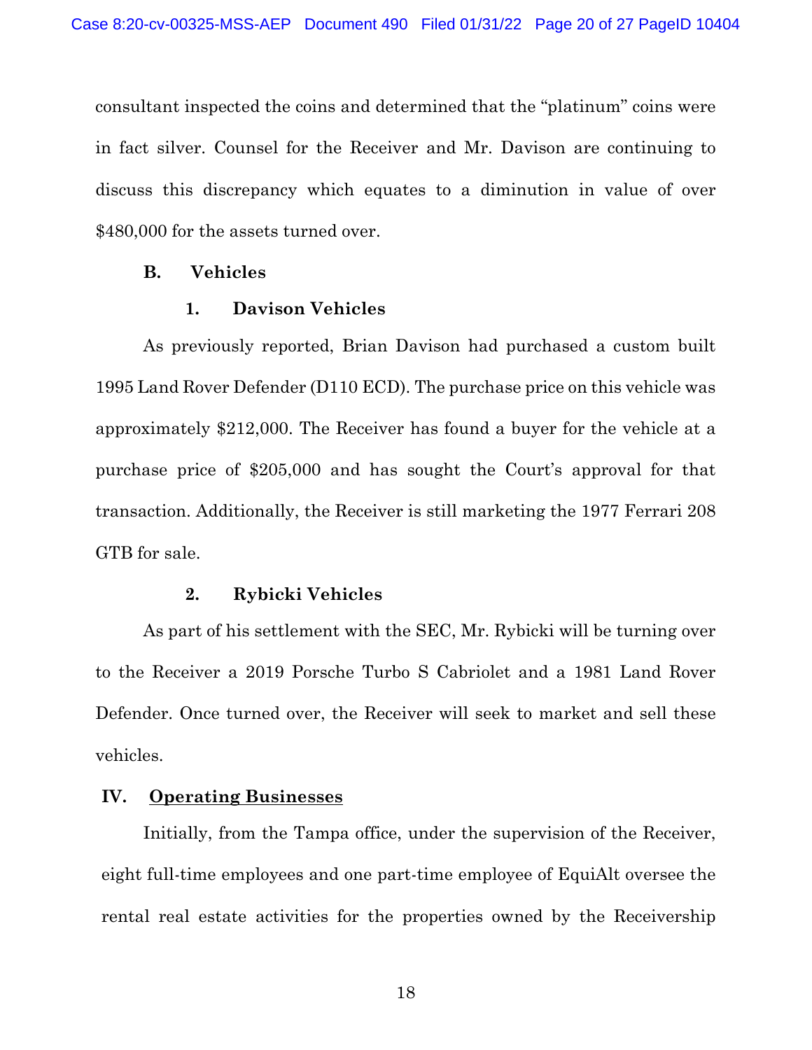consultant inspected the coins and determined that the "platinum" coins were in fact silver. Counsel for the Receiver and Mr. Davison are continuing to discuss this discrepancy which equates to a diminution in value of over $480,000 for the assets turned over.

### B. Vehicles

#### 1. Davison Vehicles

As previously reported, Brian Davison had purchased a custom built 1995 Land Rover Defender (D110 ECD). The purchase price on this vehicle was approximately $212,000. The Receiver has found a buyer for the vehicle at a purchase price of $205,000 and has sought the Court's approval for that transaction. Additionally, the Receiver is still marketing the 1977 Ferrari 208 GTB for sale.

#### 2. Rybicki Vehicles

As part of his settlement with the SEC, Mr. Rybicki will be turning over to the Receiver a 2019 Porsche Turbo S Cabriolet and a 1981 Land Rover Defender. Once turned over, the Receiver will seek to market and sell these vehicles.

## IV. Operating Businesses

Initially, from the Tampa office, under the supervision of the Receiver, eight full-time employees and one part-time employee of EquiAlt oversee the rental real estate activities for the properties owned by the Receivership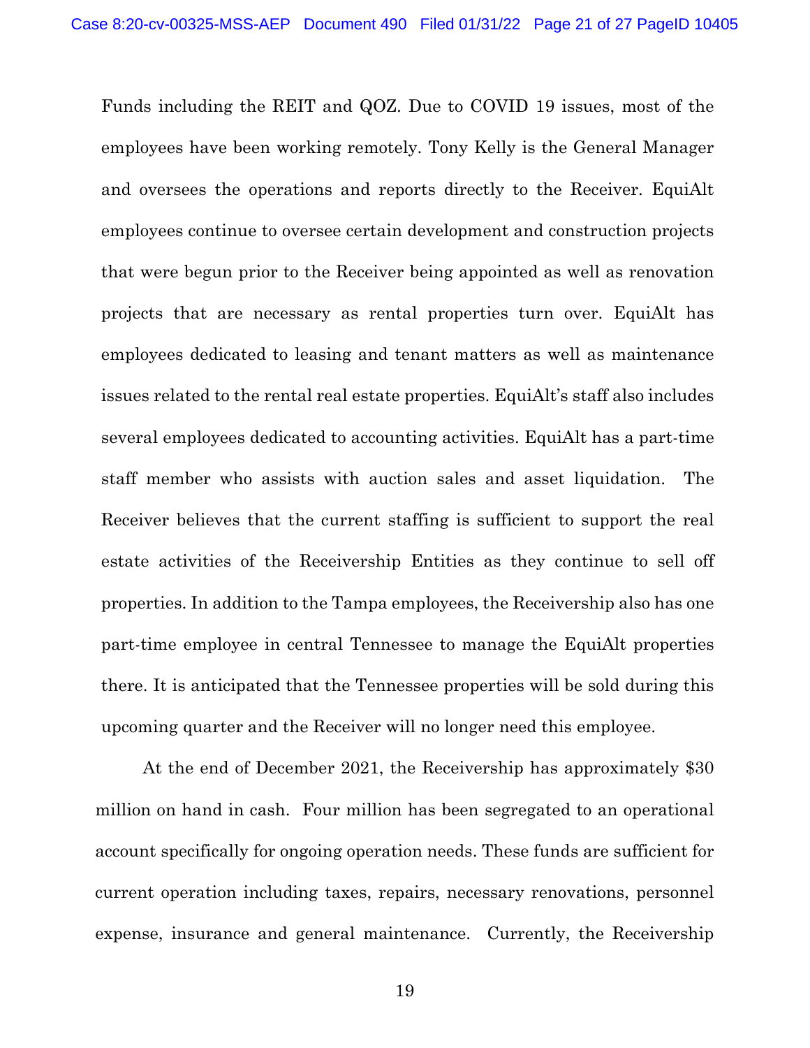Funds including the REIT and QOZ. Due to COVID 19 issues, most of the employees have been working remotely. Tony Kelly is the General Manager and oversees the operations and reports directly to the Receiver. EquiAlt employees continue to oversee certain development and construction projects that were begun prior to the Receiver being appointed as well as renovation projects that are necessary as rental properties turn over. EquiAlt has employees dedicated to leasing and tenant matters as well as maintenance issues related to the rental real estate properties. EquiAlt's staff also includes several employees dedicated to accounting activities. EquiAlt has a part-time staff member who assists with auction sales and asset liquidation. The Receiver believes that the current staffing is sufficient to support the real estate activities of the Receivership Entities as they continue to sell off properties. In addition to the Tampa employees, the Receivership also has one part-time employee in central Tennessee to manage the EquiAlt properties there. It is anticipated that the Tennessee properties will be sold during this upcoming quarter and the Receiver will no longer need this employee.

At the end of December 2021, the Receivership has approximately $30 million on hand in cash. Four million has been segregated to an operational account specifically for ongoing operation needs. These funds are sufficient for current operation including taxes, repairs, necessary renovations, personnel expense, insurance and general maintenance. Currently, the Receivership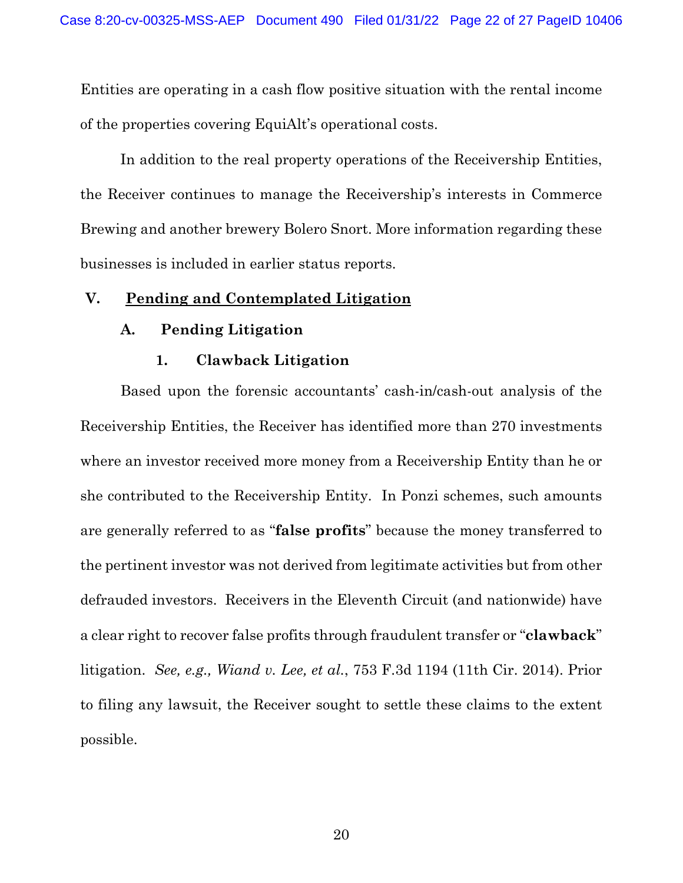Entities are operating in a cash flow positive situation with the rental income of the properties covering EquiAlt's operational costs.

In addition to the real property operations of the Receivership Entities, the Receiver continues to manage the Receivership's interests in Commerce Brewing and another brewery Bolero Snort. More information regarding these businesses is included in earlier status reports.

## V. Pending and Contemplated Litigation

### A. Pending Litigation

#### 1. Clawback Litigation

Based upon the forensic accountants' cash-in/cash-out analysis of the Receivership Entities, the Receiver has identified more than 270 investments where an investor received more money from a Receivership Entity than he or she contributed to the Receivership Entity. In Ponzi schemes, such amounts are generally referred to as "**false profits**" because the money transferred to the pertinent investor was not derived from legitimate activities but from other defrauded investors. Receivers in the Eleventh Circuit (and nationwide) have a clear right to recover false profits through fraudulent transfer or "**clawback**" litigation. *See, e.g., Wiand v. Lee, et al.*, 753 F.3d 1194 (11th Cir. 2014). Prior to filing any lawsuit, the Receiver sought to settle these claims to the extent possible.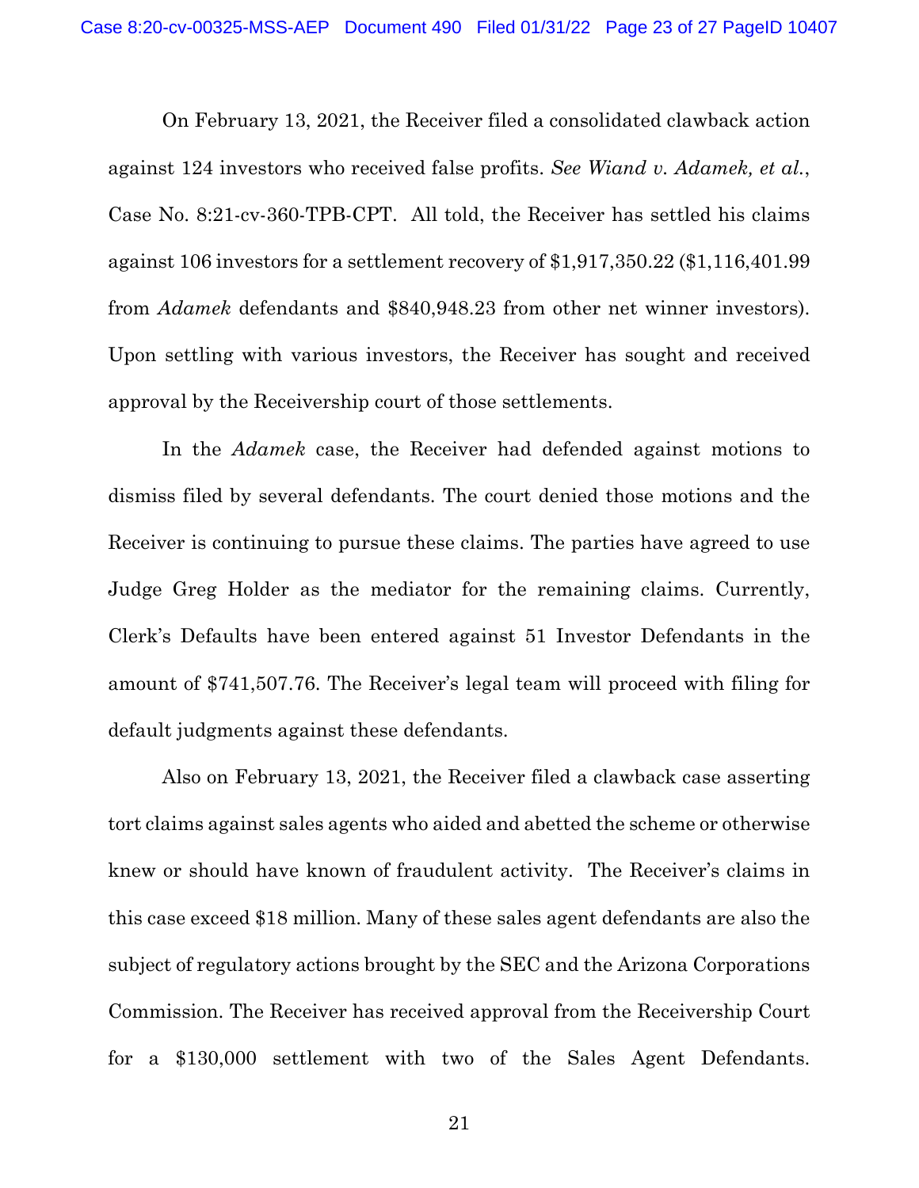On February 13, 2021, the Receiver filed a consolidated clawback action against 124 investors who received false profits. *See Wiand v. Adamek, et al.*, Case No. 8:21-cv-360-TPB-CPT. All told, the Receiver has settled his claims against 106 investors for a settlement recovery of $1,917,350.22 ($1,116,401.99 from *Adamek* defendants and $840,948.23 from other net winner investors). Upon settling with various investors, the Receiver has sought and received approval by the Receivership court of those settlements.

In the *Adamek* case, the Receiver had defended against motions to dismiss filed by several defendants. The court denied those motions and the Receiver is continuing to pursue these claims. The parties have agreed to use Judge Greg Holder as the mediator for the remaining claims. Currently, Clerk's Defaults have been entered against 51 Investor Defendants in the amount of $741,507.76. The Receiver's legal team will proceed with filing for default judgments against these defendants.

Also on February 13, 2021, the Receiver filed a clawback case asserting tort claims against sales agents who aided and abetted the scheme or otherwise knew or should have known of fraudulent activity. The Receiver's claims in this case exceed $18 million. Many of these sales agent defendants are also the subject of regulatory actions brought by the SEC and the Arizona Corporations Commission. The Receiver has received approval from the Receivership Court for a $130,000 settlement with two of the Sales Agent Defendants.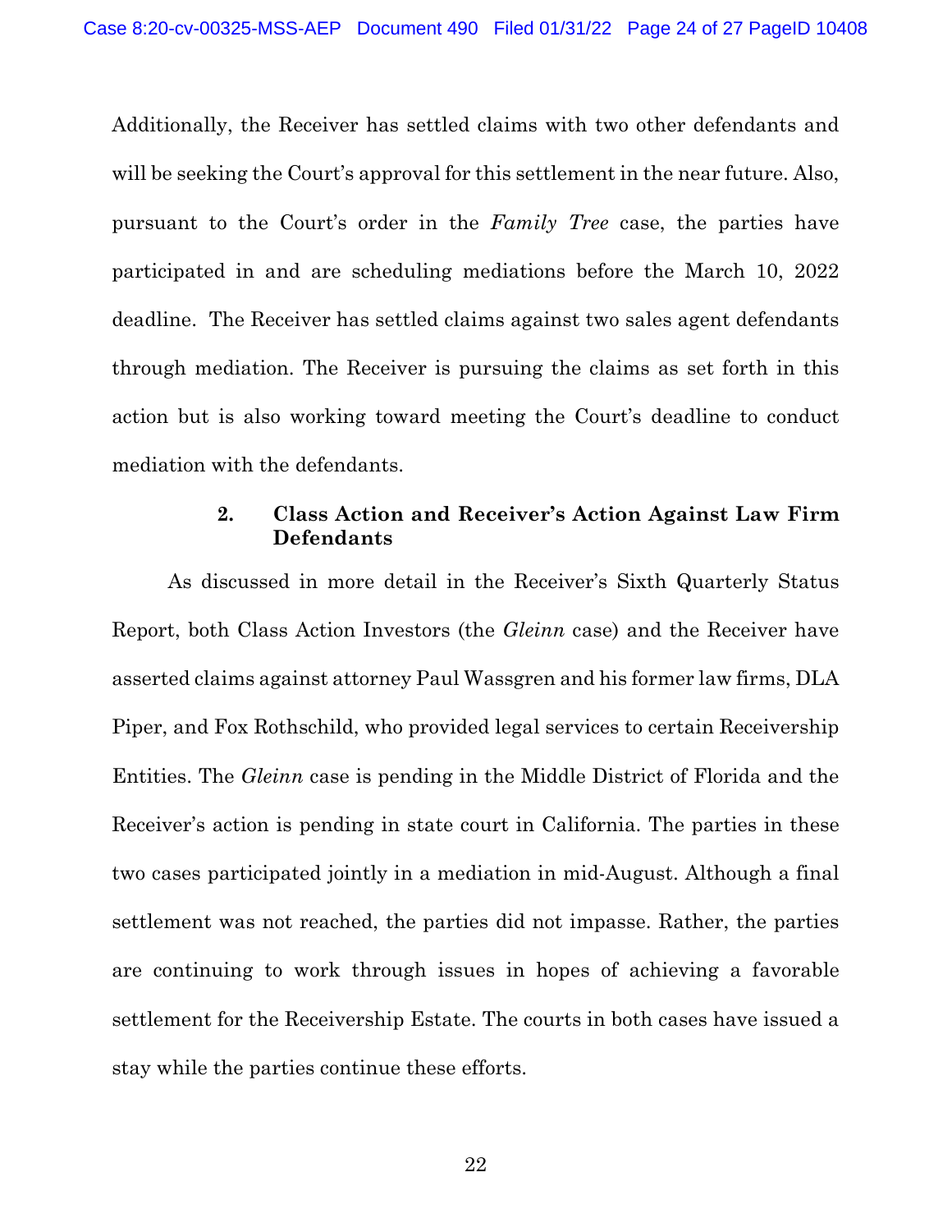Additionally, the Receiver has settled claims with two other defendants and will be seeking the Court's approval for this settlement in the near future. Also, pursuant to the Court's order in the *Family Tree* case, the parties have participated in and are scheduling mediations before the March 10, 2022 deadline. The Receiver has settled claims against two sales agent defendants through mediation. The Receiver is pursuing the claims as set forth in this action but is also working toward meeting the Court's deadline to conduct mediation with the defendants.

### 2. Class Action and Receiver's Action Against Law Firm Defendants

As discussed in more detail in the Receiver's Sixth Quarterly Status Report, both Class Action Investors (the *Gleinn* case) and the Receiver have asserted claims against attorney Paul Wassgren and his former law firms, DLA Piper, and Fox Rothschild, who provided legal services to certain Receivership Entities. The *Gleinn* case is pending in the Middle District of Florida and the Receiver's action is pending in state court in California. The parties in these two cases participated jointly in a mediation in mid-August. Although a final settlement was not reached, the parties did not impasse. Rather, the parties are continuing to work through issues in hopes of achieving a favorable settlement for the Receivership Estate. The courts in both cases have issued a stay while the parties continue these efforts.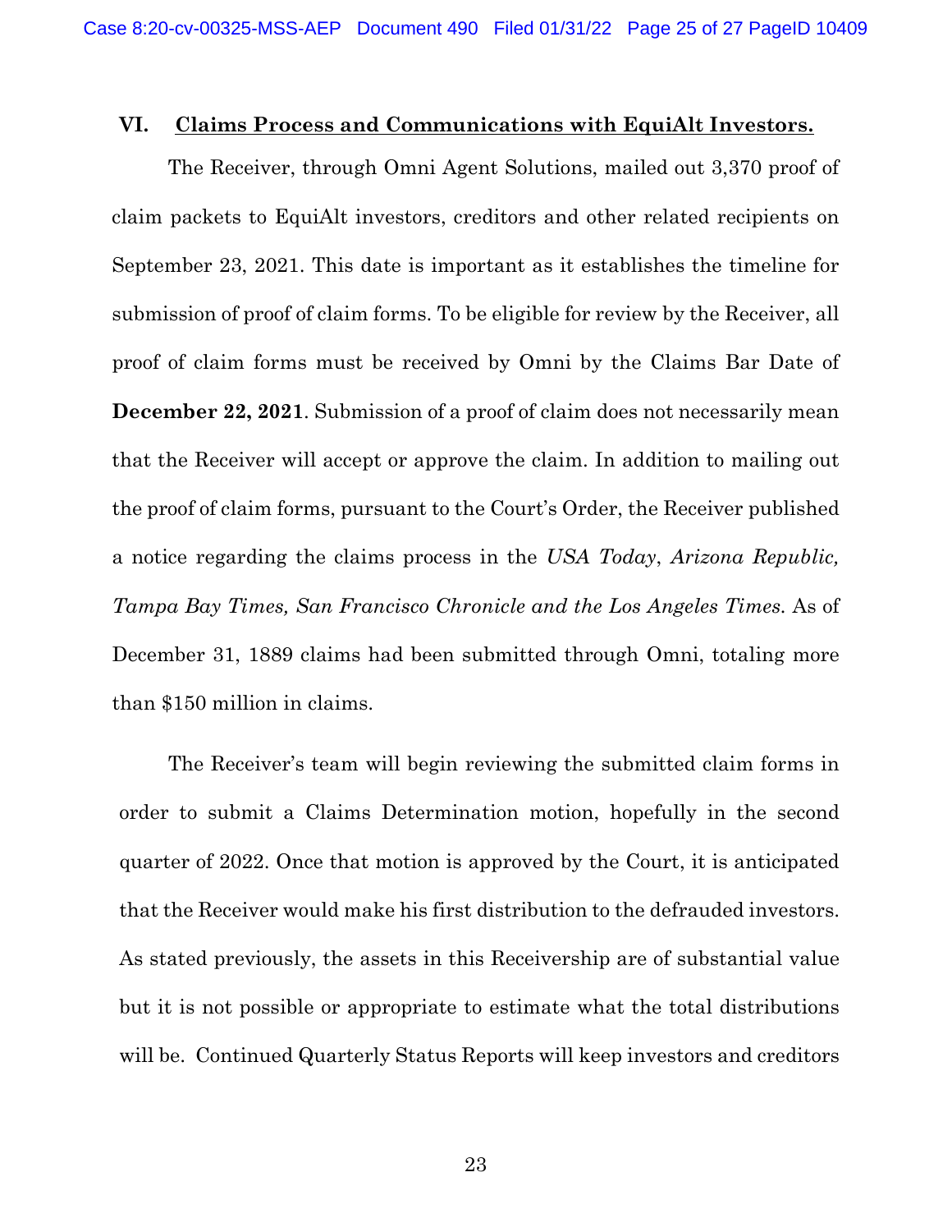## VI. Claims Process and Communications with EquiAlt Investors.

The Receiver, through Omni Agent Solutions, mailed out 3,370 proof of claim packets to EquiAlt investors, creditors and other related recipients on September 23, 2021. This date is important as it establishes the timeline for submission of proof of claim forms. To be eligible for review by the Receiver, all proof of claim forms must be received by Omni by the Claims Bar Date of **December 22, 2021**. Submission of a proof of claim does not necessarily mean that the Receiver will accept or approve the claim. In addition to mailing out the proof of claim forms, pursuant to the Court's Order, the Receiver published a notice regarding the claims process in the *USA Today*, *Arizona Republic, Tampa Bay Times, San Francisco Chronicle and the Los Angeles Times.* As of December 31, 1889 claims had been submitted through Omni, totaling more than $150 million in claims.

The Receiver's team will begin reviewing the submitted claim forms in order to submit a Claims Determination motion, hopefully in the second quarter of 2022. Once that motion is approved by the Court, it is anticipated that the Receiver would make his first distribution to the defrauded investors. As stated previously, the assets in this Receivership are of substantial value but it is not possible or appropriate to estimate what the total distributions will be. Continued Quarterly Status Reports will keep investors and creditors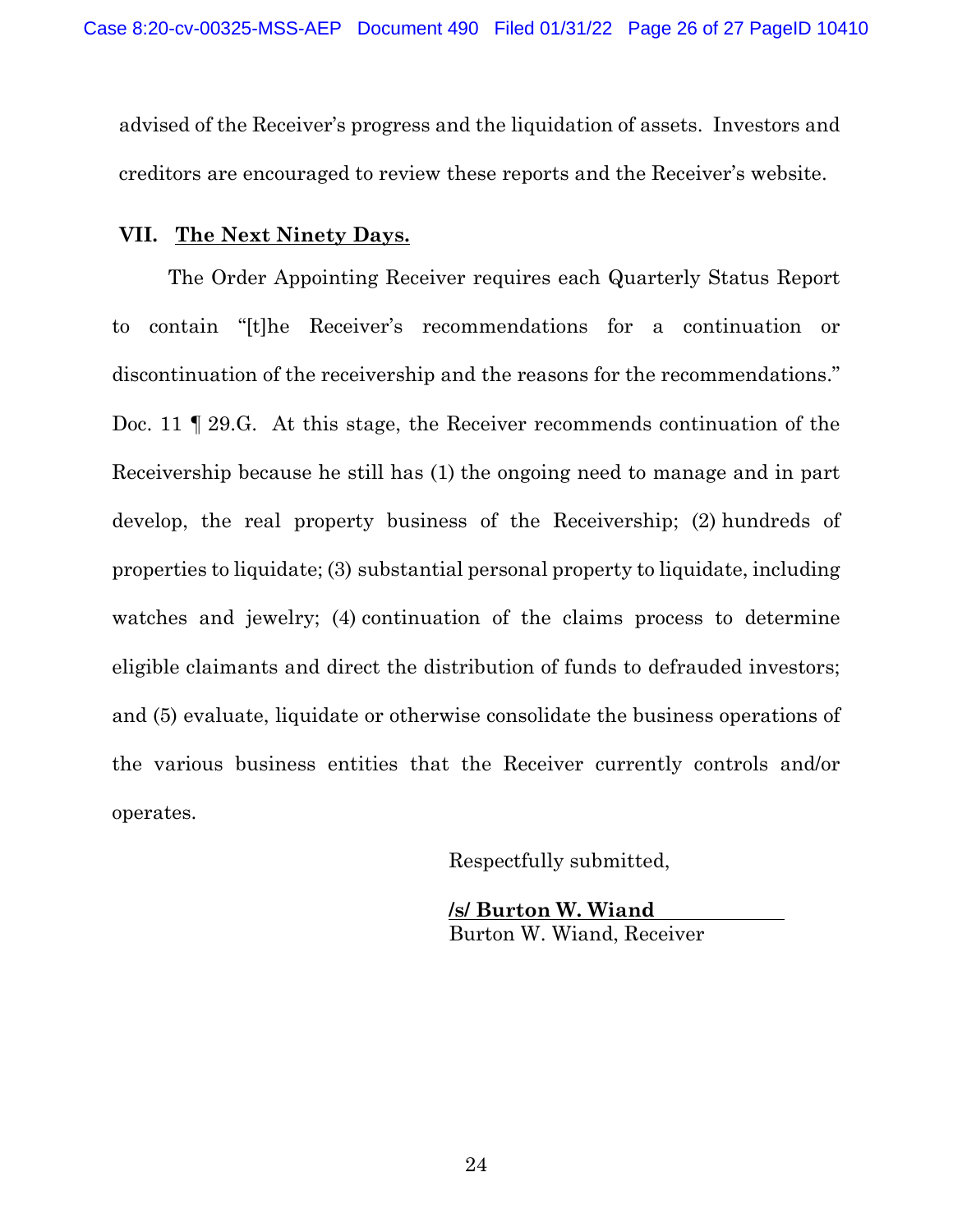advised of the Receiver's progress and the liquidation of assets. Investors and creditors are encouraged to review these reports and the Receiver's website.

## VII. The Next Ninety Days.

The Order Appointing Receiver requires each Quarterly Status Report to contain "[t]he Receiver's recommendations for a continuation or discontinuation of the receivership and the reasons for the recommendations." Doc. 11 ¶ 29.G. At this stage, the Receiver recommends continuation of the Receivership because he still has (1) the ongoing need to manage and in part develop, the real property business of the Receivership; (2) hundreds of properties to liquidate; (3) substantial personal property to liquidate, including watches and jewelry; (4) continuation of the claims process to determine eligible claimants and direct the distribution of funds to defrauded investors; and (5) evaluate, liquidate or otherwise consolidate the business operations of the various business entities that the Receiver currently controls and/or operates.

Respectfully submitted,

**/s/ Burton W. Wiand**
Burton W. Wiand, Receiver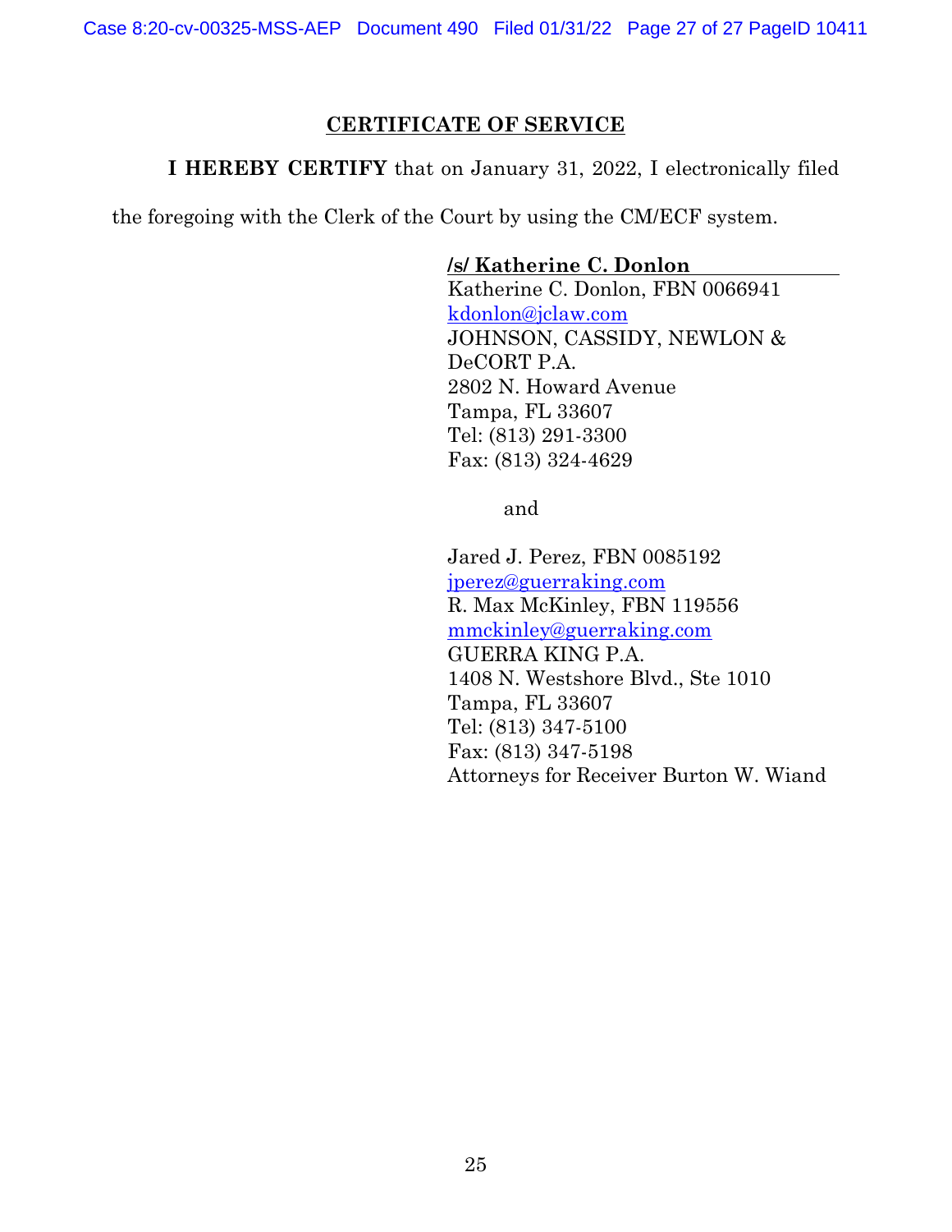## CERTIFICATE OF SERVICE

**I HEREBY CERTIFY** that on January 31, 2022, I electronically filed the foregoing with the Clerk of the Court by using the CM/ECF system.

**/s/ Katherine C. Donlon**
Katherine C. Donlon, FBN 0066941
kdonlon@jclaw.com
JOHNSON, CASSIDY, NEWLON & DeCORT P.A.
2802 N. Howard Avenue
Tampa, FL 33607
Tel: (813) 291-3300
Fax: (813) 324-4629

and

Jared J. Perez, FBN 0085192
jperez@guerraking.com
R. Max McKinley, FBN 119556
mmckinley@guerraking.com
GUERRA KING P.A.
1408 N. Westshore Blvd., Ste 1010
Tampa, FL 33607
Tel: (813) 347-5100
Fax: (813) 347-5198
Attorneys for Receiver Burton W. Wiand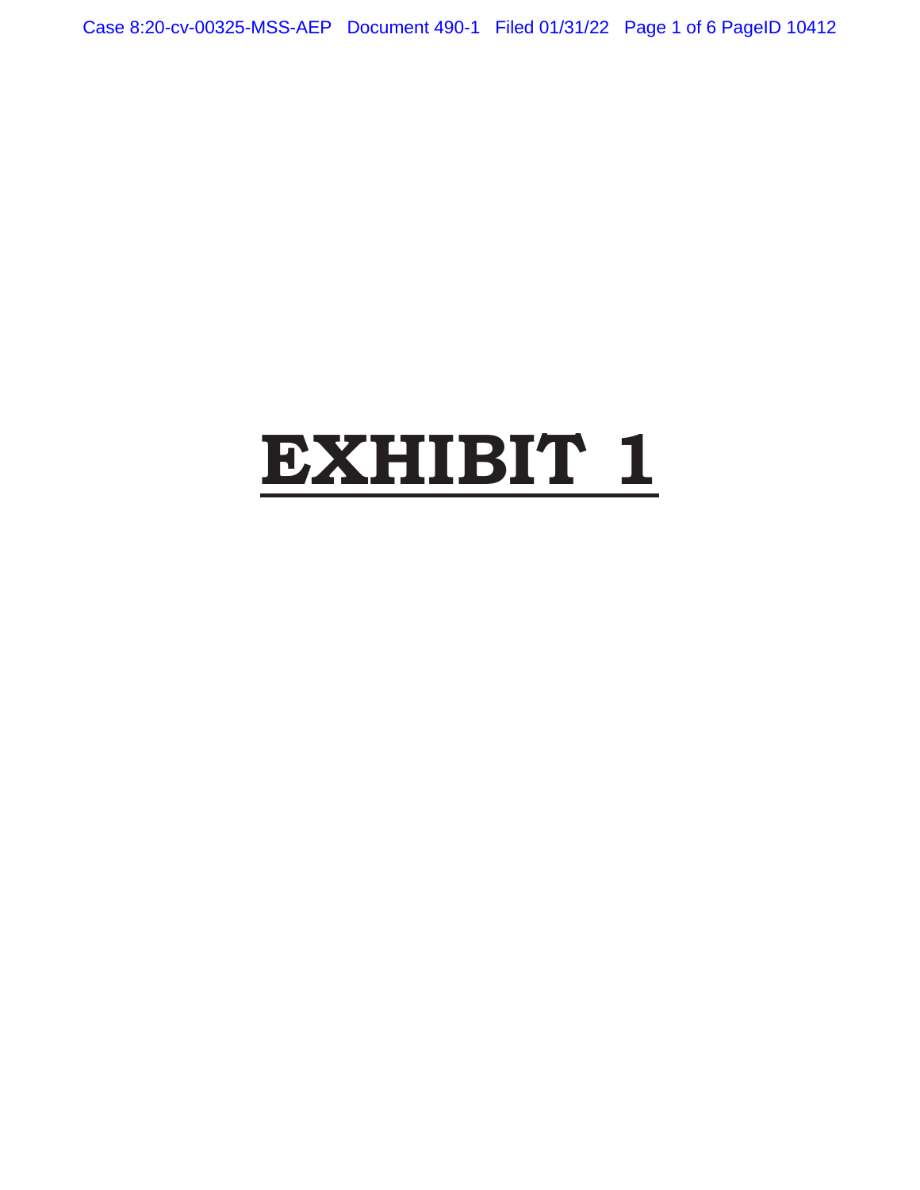# EXHIBIT 1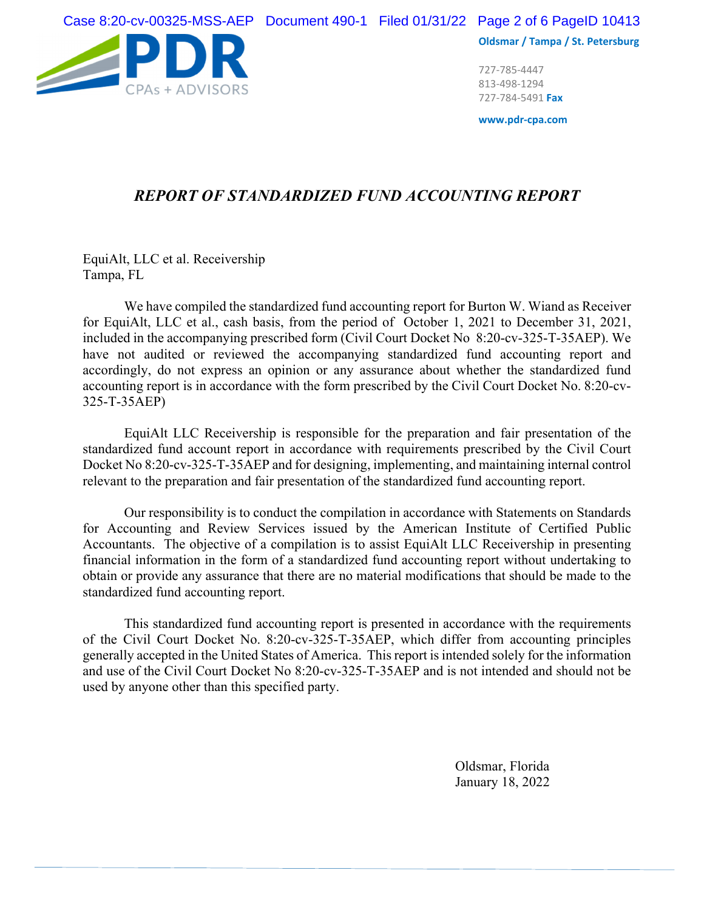PDR CPAs + ADVISORS

Oldsmar / Tampa / St. Petersburg

727-785-4447
813-498-1294
727-784-5491 Fax

www.pdr-cpa.com

## *REPORT OF STANDARDIZED FUND ACCOUNTING REPORT*

EquiAlt, LLC et al. Receivership
Tampa, FL

We have compiled the standardized fund accounting report for Burton W. Wiand as Receiver for EquiAlt, LLC et al., cash basis, from the period of October 1, 2021 to December 31, 2021, included in the accompanying prescribed form (Civil Court Docket No 8:20-cv-325-T-35AEP). We have not audited or reviewed the accompanying standardized fund accounting report and accordingly, do not express an opinion or any assurance about whether the standardized fund accounting report is in accordance with the form prescribed by the Civil Court Docket No. 8:20-cv-325-T-35AEP)

EquiAlt LLC Receivership is responsible for the preparation and fair presentation of the standardized fund account report in accordance with requirements prescribed by the Civil Court Docket No 8:20-cv-325-T-35AEP and for designing, implementing, and maintaining internal control relevant to the preparation and fair presentation of the standardized fund accounting report.

Our responsibility is to conduct the compilation in accordance with Statements on Standards for Accounting and Review Services issued by the American Institute of Certified Public Accountants. The objective of a compilation is to assist EquiAlt LLC Receivership in presenting financial information in the form of a standardized fund accounting report without undertaking to obtain or provide any assurance that there are no material modifications that should be made to the standardized fund accounting report.

This standardized fund accounting report is presented in accordance with the requirements of the Civil Court Docket No. 8:20-cv-325-T-35AEP, which differ from accounting principles generally accepted in the United States of America. This report is intended solely for the information and use of the Civil Court Docket No 8:20-cv-325-T-35AEP and is not intended and should not be used by anyone other than this specified party.

Oldsmar, Florida
January 18, 2022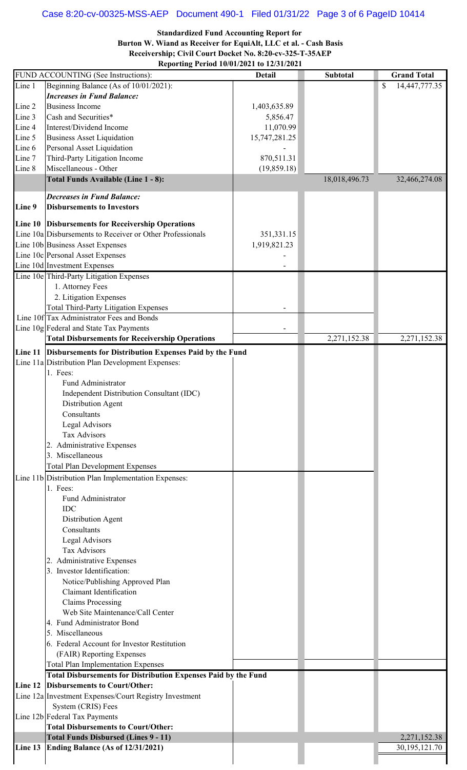**Standardized Fund Accounting Report for**
**Burton W. Wiand as Receiver for EquiAlt, LLC et al. - Cash Basis**
**Receivership; Civil Court Docket No. 8:20-cv-325-T-35AEP**
**Reporting Period 10/01/2021 to 12/31/2021**

| | FUND ACCOUNTING (See Instructions): | Detail | Subtotal | Grand Total |
|---|---|---|---|---|
| Line 1 | Beginning Balance (As of 10/01/2021): | | | $ 14,447,777.35 |
| | ***Increases in Fund Balance:*** | | | |
| Line 2 | Business Income | 1,403,635.89 | | |
| Line 3 | Cash and Securities* | 5,856.47 | | |
| Line 4 | Interest/Dividend Income | 11,070.99 | | |
| Line 5 | Business Asset Liquidation | 15,747,281.25 | | |
| Line 6 | Personal Asset Liquidation | - | | |
| Line 7 | Third-Party Litigation Income | 870,511.31 | | |
| Line 8 | Miscellaneous - Other | (19,859.18) | | |
| | **Total Funds Available (Line 1 - 8):** | | 18,018,496.73 | 32,466,274.08 |
| | ***Decreases in Fund Balance:*** | | | |
| **Line 9** | **Disbursements to Investors** | | | |
| **Line 10** | **Disbursements for Receivership Operations** | | | |
| Line 10a | Disbursements to Receiver or Other Professionals | 351,331.15 | | |
| Line 10b | Business Asset Expenses | 1,919,821.23 | | |
| Line 10c | Personal Asset Expenses | - | | |
| Line 10d | Investment Expenses | - | | |
| Line 10e | Third-Party Litigation Expenses | | | |
| | 1. Attorney Fees | | | |
| | 2. Litigation Expenses | | | |
| | Total Third-Party Litigation Expenses | - | | |
| Line 10f | Tax Administrator Fees and Bonds | | | |
| Line 10g | Federal and State Tax Payments | - | | |
| | **Total Disbursements for Receivership Operations** | | 2,271,152.38 | 2,271,152.38 |
| **Line 11** | **Disbursements for Distribution Expenses Paid by the Fund** | | | |
| Line 11a | Distribution Plan Development Expenses: | | | |
| | 1. Fees: | | | |
| | Fund Administrator | | | |
| | Independent Distribution Consultant (IDC) | | | |
| | Distribution Agent | | | |
| | Consultants | | | |
| | Legal Advisors | | | |
| | Tax Advisors | | | |
| | 2. Administrative Expenses | | | |
| | 3. Miscellaneous | | | |
| | Total Plan Development Expenses | | | |
| Line 11b | Distribution Plan Implementation Expenses: | | | |
| | 1. Fees: | | | |
| | Fund Administrator | | | |
| | IDC | | | |
| | Distribution Agent | | | |
| | Consultants | | | |
| | Legal Advisors | | | |
| | Tax Advisors | | | |
| | 2. Administrative Expenses | | | |
| | 3. Investor Identification: | | | |
| | Notice/Publishing Approved Plan | | | |
| | Claimant Identification | | | |
| | Claims Processing | | | |
| | Web Site Maintenance/Call Center | | | |
| | 4. Fund Administrator Bond | | | |
| | 5. Miscellaneous | | | |
| | 6. Federal Account for Investor Restitution (FAIR) Reporting Expenses | | | |
| | Total Plan Implementation Expenses | | | |
| | **Total Disbursements for Distribution Expenses Paid by the Fund** | | | |
| **Line 12** | **Disbursements to Court/Other:** | | | |
| Line 12a | Investment Expenses/Court Registry Investment System (CRIS) Fees | | | |
| Line 12b | Federal Tax Payments | | | |
| | **Total Disbursements to Court/Other:** | | | |
| | **Total Funds Disbursed (Lines 9 - 11)** | | | 2,271,152.38 |
| **Line 13** | **Ending Balance (As of 12/31/2021)** | | | 30,195,121.70 |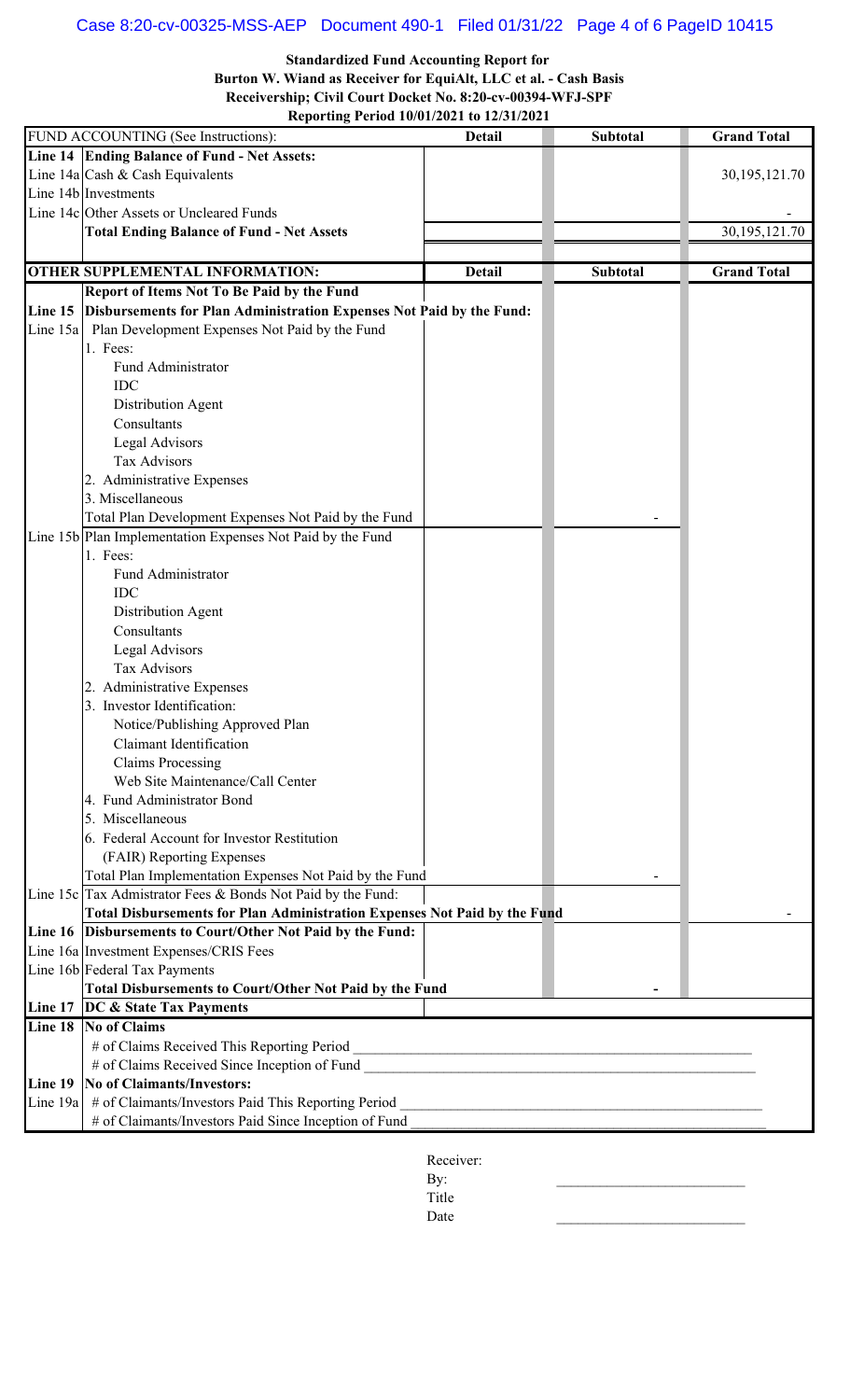**Standardized Fund Accounting Report for**
**Burton W. Wiand as Receiver for EquiAlt, LLC et al. - Cash Basis**
**Receivership; Civil Court Docket No. 8:20-cv-00394-WFJ-SPF**
**Reporting Period 10/01/2021 to 12/31/2021**

| FUND ACCOUNTING (See Instructions): | | Detail | Subtotal | Grand Total |
|---|---|---|---|---|
| **Line 14** | **Ending Balance of Fund - Net Assets:** | | | |
| Line 14a | Cash & Cash Equivalents | | | 30,195,121.70 |
| Line 14b | Investments | | | |
| Line 14c | Other Assets or Uncleared Funds | | | - |
| | **Total Ending Balance of Fund - Net Assets** | | | 30,195,121.70 |

| OTHER SUPPLEMENTAL INFORMATION: | | Detail | Subtotal | Grand Total |
|---|---|---|---|---|
| | **Report of Items Not To Be Paid by the Fund** | | | |
| **Line 15** | **Disbursements for Plan Administration Expenses Not Paid by the Fund:** | | | |
| Line 15a | Plan Development Expenses Not Paid by the Fund | | | |
| | 1. Fees: | | | |
| | Fund Administrator | | | |
| | IDC | | | |
| | Distribution Agent | | | |
| | Consultants | | | |
| | Legal Advisors | | | |
| | Tax Advisors | | | |
| | 2. Administrative Expenses | | | |
| | 3. Miscellaneous | | | |
| | Total Plan Development Expenses Not Paid by the Fund | | - | |
| Line 15b | Plan Implementation Expenses Not Paid by the Fund | | | |
| | 1. Fees: | | | |
| | Fund Administrator | | | |
| | IDC | | | |
| | Distribution Agent | | | |
| | Consultants | | | |
| | Legal Advisors | | | |
| | Tax Advisors | | | |
| | 2. Administrative Expenses | | | |
| | 3. Investor Identification: | | | |
| | Notice/Publishing Approved Plan | | | |
| | Claimant Identification | | | |
| | Claims Processing | | | |
| | Web Site Maintenance/Call Center | | | |
| | 4. Fund Administrator Bond | | | |
| | 5. Miscellaneous | | | |
| | 6. Federal Account for Investor Restitution (FAIR) Reporting Expenses | | | |
| | Total Plan Implementation Expenses Not Paid by the Fund | | - | |
| Line 15c | Tax Administrator Fees & Bonds Not Paid by the Fund: | | | |
| | **Total Disbursements for Plan Administration Expenses Not Paid by the Fund** | | | - |
| **Line 16** | **Disbursements to Court/Other Not Paid by the Fund:** | | | |
| Line 16a | Investment Expenses/CRIS Fees | | | |
| Line 16b | Federal Tax Payments | | | |
| | **Total Disbursements to Court/Other Not Paid by the Fund** | | **-** | |
| **Line 17** | **DC & State Tax Payments** | | | |
| **Line 18** | **No of Claims** | | | |
| | # of Claims Received This Reporting Period | | | |
| | # of Claims Received Since Inception of Fund | | | |
| **Line 19** | **No of Claimants/Investors:** | | | |
| Line 19a | # of Claimants/Investors Paid This Reporting Period | | | |
| | # of Claimants/Investors Paid Since Inception of Fund | | | |

Receiver:

By: \_\_\_\_\_\_\_\_\_\_\_\_\_\_\_\_\_\_\_\_\_\_\_\_\_

Title

Date \_\_\_\_\_\_\_\_\_\_\_\_\_\_\_\_\_\_\_\_\_\_\_\_\_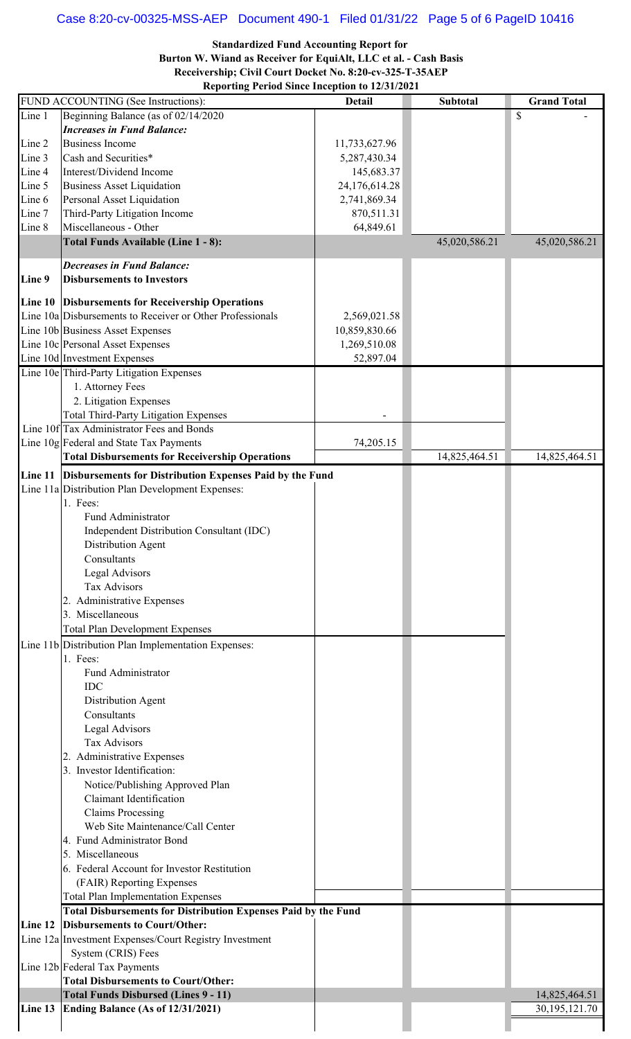**Standardized Fund Accounting Report for**
**Burton W. Wiand as Receiver for EquiAlt, LLC et al. - Cash Basis**
**Receivership; Civil Court Docket No. 8:20-cv-325-T-35AEP**
**Reporting Period Since Inception to 12/31/2021**

| FUND ACCOUNTING (See Instructions): | | Detail | Subtotal | Grand Total |
|---|---|---|---|---|
| Line 1 | Beginning Balance (as of 02/14/2020 | | | $ - |
| | ***Increases in Fund Balance:*** | | | |
| Line 2 | Business Income | 11,733,627.96 | | |
| Line 3 | Cash and Securities* | 5,287,430.34 | | |
| Line 4 | Interest/Dividend Income | 145,683.37 | | |
| Line 5 | Business Asset Liquidation | 24,176,614.28 | | |
| Line 6 | Personal Asset Liquidation | 2,741,869.34 | | |
| Line 7 | Third-Party Litigation Income | 870,511.31 | | |
| Line 8 | Miscellaneous - Other | 64,849.61 | | |
| | **Total Funds Available (Line 1 - 8):** | | 45,020,586.21 | 45,020,586.21 |
| | ***Decreases in Fund Balance:*** | | | |
| **Line 9** | **Disbursements to Investors** | | | |
| **Line 10** | **Disbursements for Receivership Operations** | | | |
| Line 10a | Disbursements to Receiver or Other Professionals | 2,569,021.58 | | |
| Line 10b | Business Asset Expenses | 10,859,830.66 | | |
| Line 10c | Personal Asset Expenses | 1,269,510.08 | | |
| Line 10d | Investment Expenses | 52,897.04 | | |
| Line 10e | Third-Party Litigation Expenses | | | |
| | 1. Attorney Fees | | | |
| | 2. Litigation Expenses | | | |
| | Total Third-Party Litigation Expenses | - | | |
| Line 10f | Tax Administrator Fees and Bonds | | | |
| Line 10g | Federal and State Tax Payments | 74,205.15 | | |
| | **Total Disbursements for Receivership Operations** | | 14,825,464.51 | 14,825,464.51 |
| **Line 11** | **Disbursements for Distribution Expenses Paid by the Fund** | | | |
| Line 11a | Distribution Plan Development Expenses: | | | |
| | 1. Fees: | | | |
| | Fund Administrator | | | |
| | Independent Distribution Consultant (IDC) | | | |
| | Distribution Agent | | | |
| | Consultants | | | |
| | Legal Advisors | | | |
| | Tax Advisors | | | |
| | 2. Administrative Expenses | | | |
| | 3. Miscellaneous | | | |
| | Total Plan Development Expenses | | | |
| Line 11b | Distribution Plan Implementation Expenses: | | | |
| | 1. Fees: | | | |
| | Fund Administrator | | | |
| | IDC | | | |
| | Distribution Agent | | | |
| | Consultants | | | |
| | Legal Advisors | | | |
| | Tax Advisors | | | |
| | 2. Administrative Expenses | | | |
| | 3. Investor Identification: | | | |
| | Notice/Publishing Approved Plan | | | |
| | Claimant Identification | | | |
| | Claims Processing | | | |
| | Web Site Maintenance/Call Center | | | |
| | 4. Fund Administrator Bond | | | |
| | 5. Miscellaneous | | | |
| | 6. Federal Account for Investor Restitution (FAIR) Reporting Expenses | | | |
| | Total Plan Implementation Expenses | | | |
| | **Total Disbursements for Distribution Expenses Paid by the Fund** | | | |
| **Line 12** | **Disbursements to Court/Other:** | | | |
| Line 12a | Investment Expenses/Court Registry Investment System (CRIS) Fees | | | |
| Line 12b | Federal Tax Payments | | | |
| | **Total Disbursements to Court/Other:** | | | |
| | **Total Funds Disbursed (Lines 9 - 11)** | | | 14,825,464.51 |
| **Line 13** | **Ending Balance (As of 12/31/2021)** | | | 30,195,121.70 |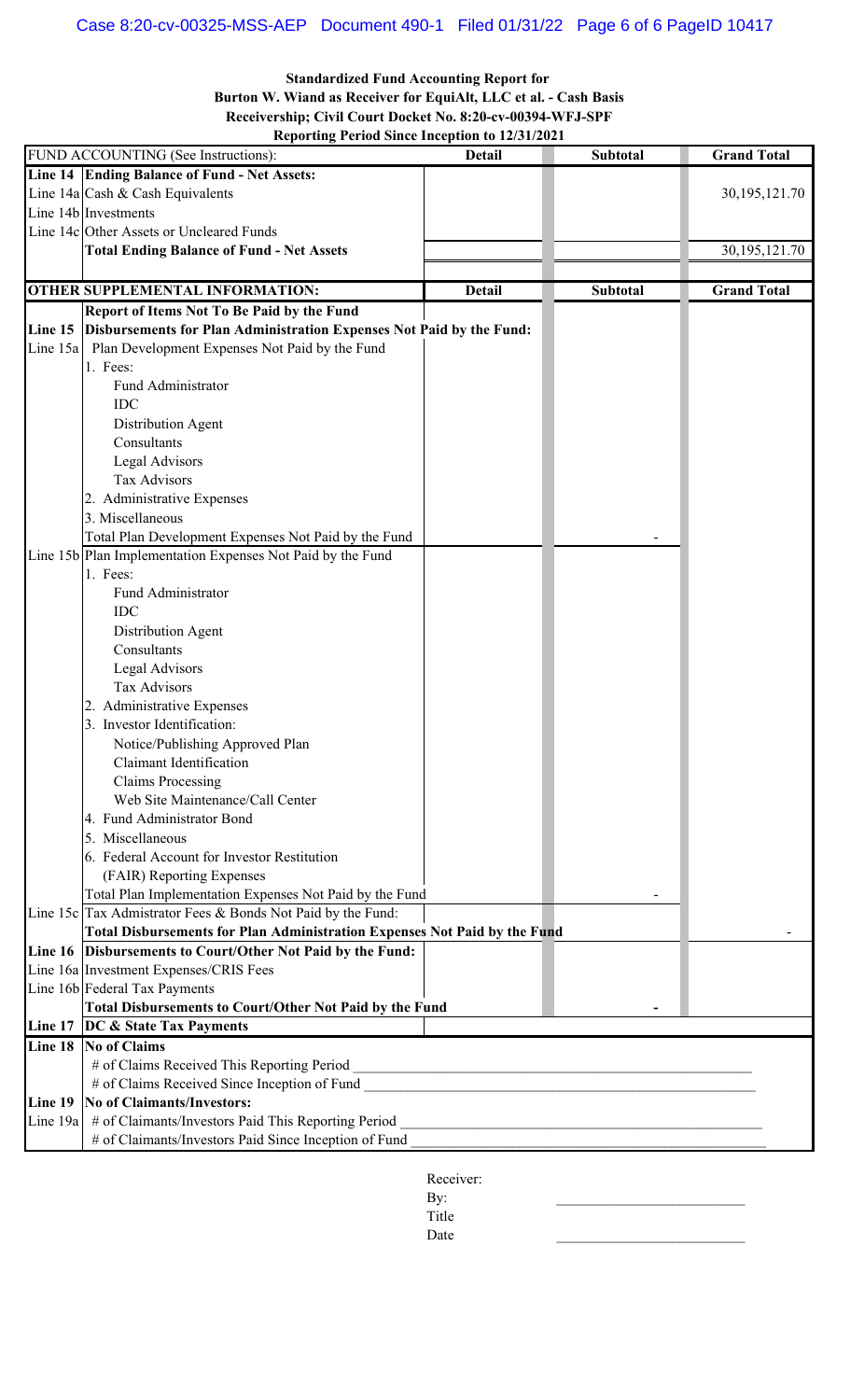**Standardized Fund Accounting Report for**
**Burton W. Wiand as Receiver for EquiAlt, LLC et al. - Cash Basis**
**Receivership; Civil Court Docket No. 8:20-cv-00394-WFJ-SPF**
**Reporting Period Since Inception to 12/31/2021**

| | FUND ACCOUNTING (See Instructions): | Detail | Subtotal | Grand Total |
|---|---|---|---|---|
| **Line 14** | **Ending Balance of Fund - Net Assets:** | | | |
| Line 14a | Cash & Cash Equivalents | | | 30,195,121.70 |
| Line 14b | Investments | | | |
| Line 14c | Other Assets or Uncleared Funds | | | |
| | **Total Ending Balance of Fund - Net Assets** | | | 30,195,121.70 |

| | OTHER SUPPLEMENTAL INFORMATION: | Detail | Subtotal | Grand Total |
|---|---|---|---|---|
| | **Report of Items Not To Be Paid by the Fund** | | | |
| **Line 15** | **Disbursements for Plan Administration Expenses Not Paid by the Fund:** | | | |
| Line 15a | Plan Development Expenses Not Paid by the Fund | | | |
| | 1. Fees: | | | |
| | Fund Administrator | | | |
| | IDC | | | |
| | Distribution Agent | | | |
| | Consultants | | | |
| | Legal Advisors | | | |
| | Tax Advisors | | | |
| | 2. Administrative Expenses | | | |
| | 3. Miscellaneous | | | |
| | Total Plan Development Expenses Not Paid by the Fund | | - | |
| Line 15b | Plan Implementation Expenses Not Paid by the Fund | | | |
| | 1. Fees: | | | |
| | Fund Administrator | | | |
| | IDC | | | |
| | Distribution Agent | | | |
| | Consultants | | | |
| | Legal Advisors | | | |
| | Tax Advisors | | | |
| | 2. Administrative Expenses | | | |
| | 3. Investor Identification: | | | |
| | Notice/Publishing Approved Plan | | | |
| | Claimant Identification | | | |
| | Claims Processing | | | |
| | Web Site Maintenance/Call Center | | | |
| | 4. Fund Administrator Bond | | | |
| | 5. Miscellaneous | | | |
| | 6. Federal Account for Investor Restitution (FAIR) Reporting Expenses | | | |
| | Total Plan Implementation Expenses Not Paid by the Fund | | - | |
| Line 15c | Tax Administrator Fees & Bonds Not Paid by the Fund: | | | |
| | **Total Disbursements for Plan Administration Expenses Not Paid by the Fund** | | | - |
| **Line 16** | **Disbursements to Court/Other Not Paid by the Fund:** | | | |
| Line 16a | Investment Expenses/CRIS Fees | | | |
| Line 16b | Federal Tax Payments | | | |
| | **Total Disbursements to Court/Other Not Paid by the Fund** | | **-** | |
| **Line 17** | **DC & State Tax Payments** | | | |
| **Line 18** | **No of Claims** | | | |
| | # of Claims Received This Reporting Period | | | |
| | # of Claims Received Since Inception of Fund | | | |
| **Line 19** | **No of Claimants/Investors:** | | | |
| Line 19a | # of Claimants/Investors Paid This Reporting Period | | | |
| | # of Claimants/Investors Paid Since Inception of Fund | | | |

Receiver:
By: ________________________
Title
Date ________________________